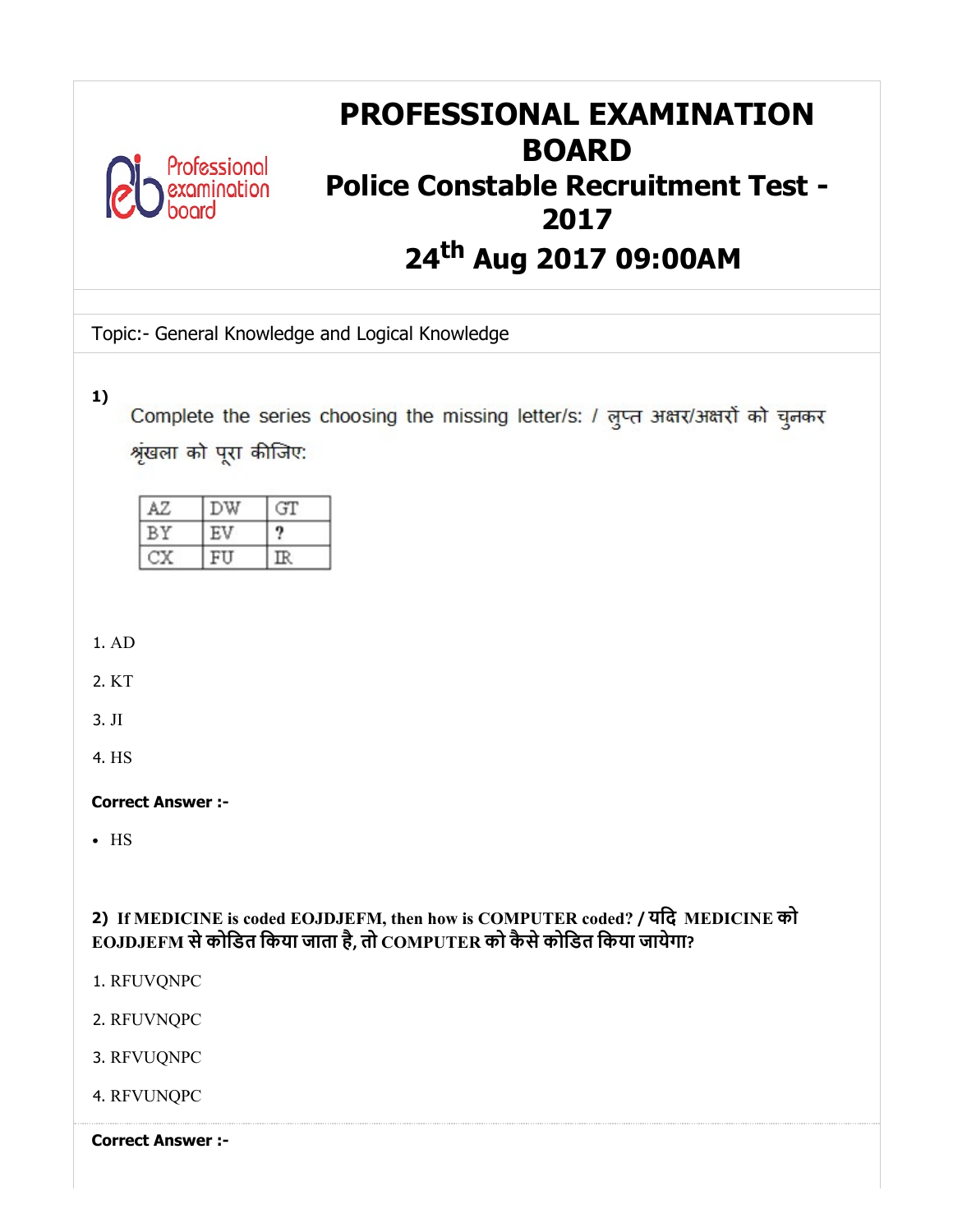# PROFESSIONAL EXAMINATION BOARD

## Police Constable Recruitment Test - 2017

## 24th Aug 2017 09:00AM

Topic:- General Knowledge and Logical Knowledge

**1)** Complete the series choosing the missing letter/s: / लुप्त अक्षर/अक्षरों को चुनकर श्रृंखला को पूरा कीजिए:

| AZ | DW | GT |
|---|---|---|
| BY | EV | ? |
| CX | FU | IR |

1. AD
2. KT
3. JI
4. HS

**Correct Answer :-**

- HS

**2) If MEDICINE is coded EOJDJEFM, then how is COMPUTER coded? / यदि MEDICINE को EOJDJEFM से कोडित किया जाता है, तो COMPUTER को कैसे कोडित किया जायेगा?**

1. RFUVQNPC
2. RFUVNQPC
3. RFVUQNPC
4. RFVUNQPC

**Correct Answer :-**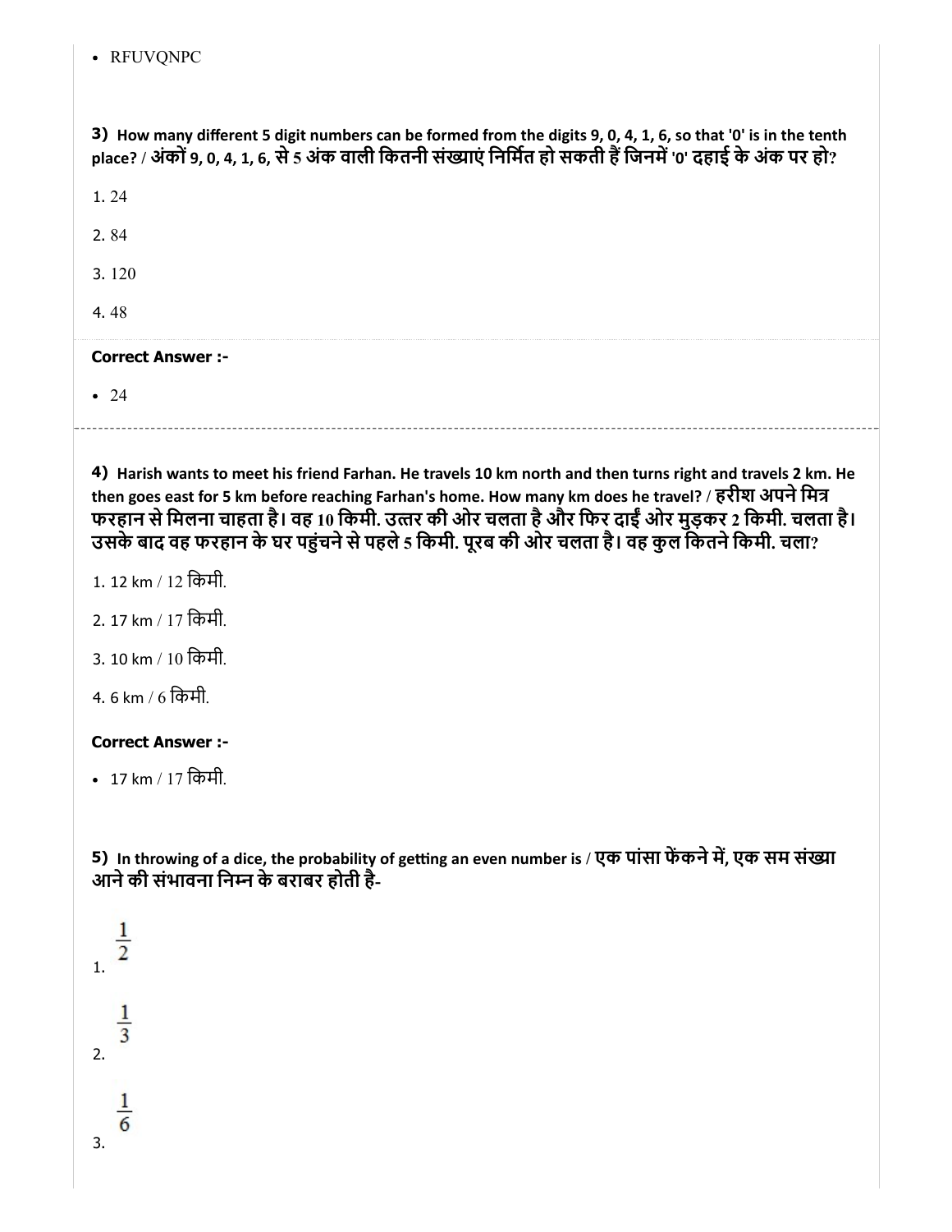- RFUVQNPC

**3)** **How many different 5 digit numbers can be formed from the digits 9, 0, 4, 1, 6, so that '0' is in the tenth place? / अंकों 9, 0, 4, 1, 6, से 5 अंक वाली कितनी संख्याएं निर्मित हो सकती हैं जिनमें '0' दहाई के अंक पर हो?**

1. 24
2. 84
3. 120
4. 48

**Correct Answer :-**

- 24

---

**4)** **Harish wants to meet his friend Farhan. He travels 10 km north and then turns right and travels 2 km. He then goes east for 5 km before reaching Farhan's home. How many km does he travel? / हरीश अपने मित्र फरहान से मिलना चाहता है। वह 10 किमी. उत्तर की ओर चलता है और फिर दाईं ओर मुड़कर 2 किमी. चलता है। उसके बाद वह फरहान के घर पहुंचने से पहले 5 किमी. पूरब की ओर चलता है। वह कुल कितने किमी. चला?**

1. 12 km / 12 किमी.
2. 17 km / 17 किमी.
3. 10 km / 10 किमी.
4. 6 km / 6 किमी.

**Correct Answer :-**

- 17 km / 17 किमी.

**5)** **In throwing of a dice, the probability of getting an even number is / एक पांसा फेंकने में, एक सम संख्या आने की संभावना निम्न के बराबर होती है-**

1. $\frac{1}{2}$
2. $\frac{1}{3}$
3. $\frac{1}{6}$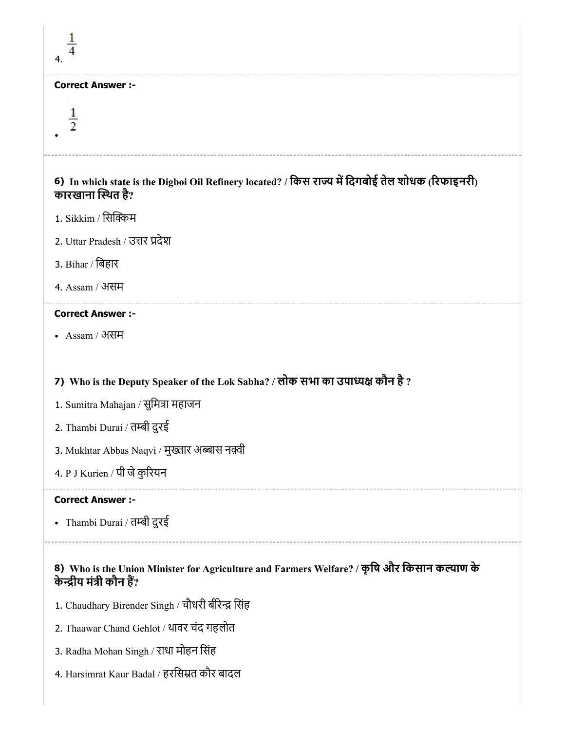4. $\frac{1}{4}$

**Correct Answer :-**

- $\frac{1}{2}$

---

**6) In which state is the Digboi Oil Refinery located? / किस राज्य में दिगबोई तेल शोधक (रिफाइनरी) कारखाना स्थित है?**

1. Sikkim / सिक्किम
2. Uttar Pradesh / उत्तर प्रदेश
3. Bihar / बिहार
4. Assam / असम

**Correct Answer :-**

- Assam / असम

---

**7) Who is the Deputy Speaker of the Lok Sabha? / लोक सभा का उपाध्यक्ष कौन है ?**

1. Sumitra Mahajan / सुमित्रा महाजन
2. Thambi Durai / तम्बी दुरई
3. Mukhtar Abbas Naqvi / मुख़्तार अब्बास नक़्वी
4. P J Kurien / पी जे कुरियन

**Correct Answer :-**

- Thambi Durai / तम्बी दुरई

---

**8) Who is the Union Minister for Agriculture and Farmers Welfare? / कृषि और किसान कल्याण के केन्द्रीय मंत्री कौन हैं?**

1. Chaudhary Birender Singh / चौधरी बीरेन्द्र सिंह
2. Thaawar Chand Gehlot / थावर चंद गहलोत
3. Radha Mohan Singh / राधा मोहन सिंह
4. Harsimrat Kaur Badal / हरसिम्रत कौर बादल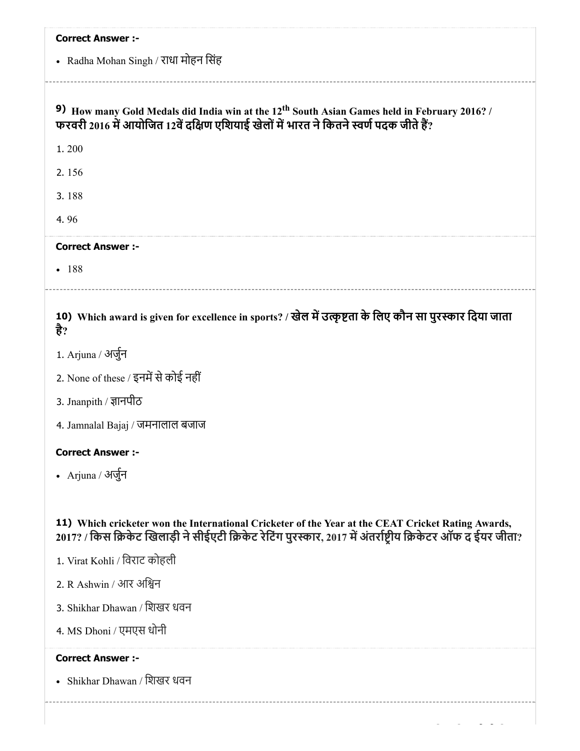**Correct Answer :-**

- Radha Mohan Singh / राधा मोहन सिंह

---

**9) How many Gold Medals did India win at the 12th South Asian Games held in February 2016? / फरवरी 2016 में आयोजित 12वें दक्षिण एशियाई खेलों में भारत ने कितने स्वर्ण पदक जीते हैं?**

1. 200
2. 156
3. 188
4. 96

**Correct Answer :-**

- 188

---

**10) Which award is given for excellence in sports? / खेल में उत्कृष्टता के लिए कौन सा पुरस्कार दिया जाता है?**

1. Arjuna / अर्जुन
2. None of these / इनमें से कोई नहीं
3. Jnanpith / ज्ञानपीठ
4. Jamnalal Bajaj / जमनालाल बजाज

**Correct Answer :-**

- Arjuna / अर्जुन

**11) Which cricketer won the International Cricketer of the Year at the CEAT Cricket Rating Awards, 2017? / किस क्रिकेट खिलाड़ी ने सीईएटी क्रिकेट रेटिंग पुरस्कार, 2017 में अंतर्राष्ट्रीय क्रिकेटर ऑफ द ईयर जीता?**

1. Virat Kohli / विराट कोहली
2. R Ashwin / आर अश्विन
3. Shikhar Dhawan / शिखर धवन
4. MS Dhoni / एमएस धोनी

**Correct Answer :-**

- Shikhar Dhawan / शिखर धवन

---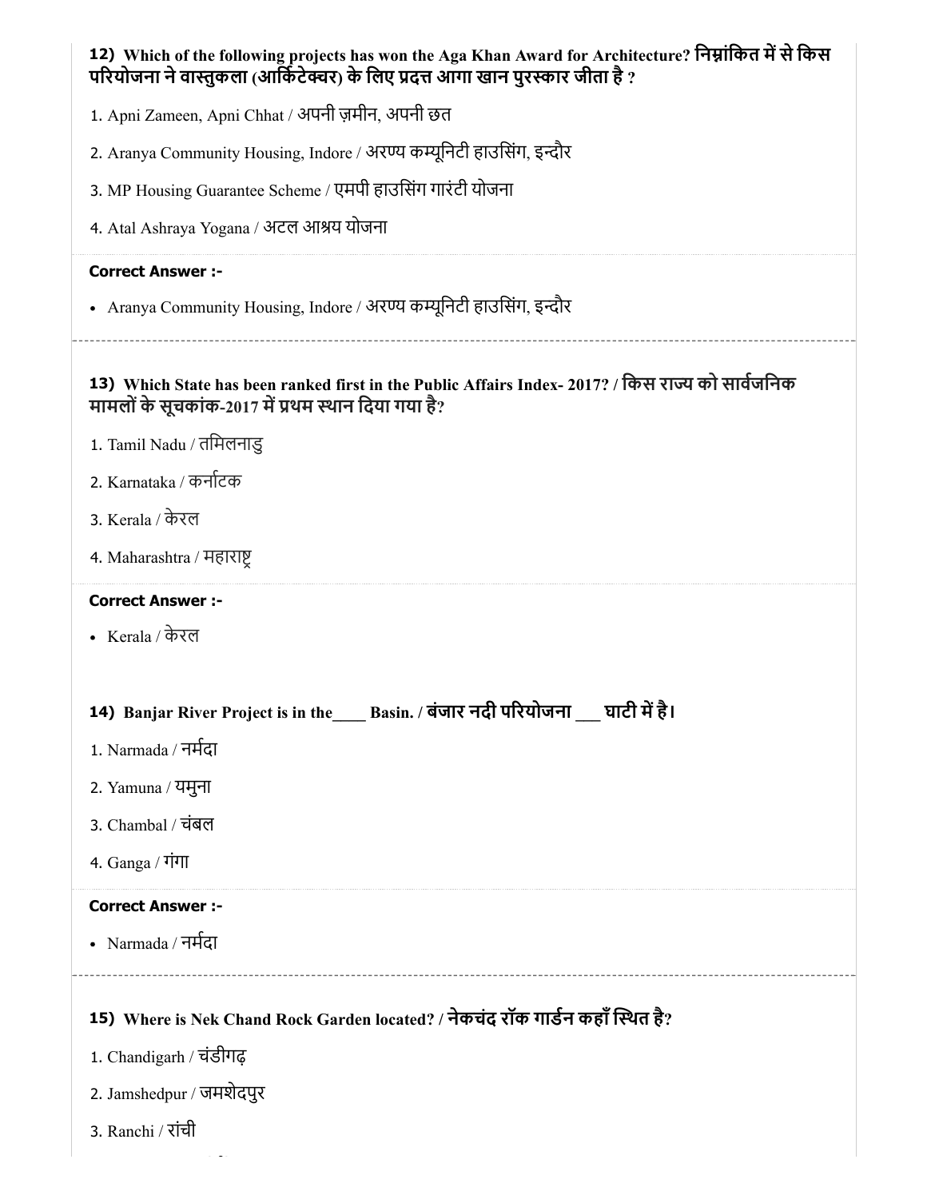**12) Which of the following projects has won the Aga Khan Award for Architecture? निम्नांकित में से किस परियोजना ने वास्तुकला (आर्किटेक्चर) के लिए प्रदत्त आगा खान पुरस्कार जीता है ?**

1. Apni Zameen, Apni Chhat / अपनी ज़मीन, अपनी छत
2. Aranya Community Housing, Indore / अरण्य कम्यूनिटी हाउसिंग, इन्दौर
3. MP Housing Guarantee Scheme / एमपी हाउसिंग गारंटी योजना
4. Atal Ashraya Yogana / अटल आश्रय योजना

**Correct Answer :-**

- Aranya Community Housing, Indore / अरण्य कम्यूनिटी हाउसिंग, इन्दौर

---

**13) Which State has been ranked first in the Public Affairs Index- 2017? / किस राज्य को सार्वजनिक मामलों के सूचकांक-2017 में प्रथम स्थान दिया गया है?**

1. Tamil Nadu / तमिलनाडु
2. Karnataka / कर्नाटक
3. Kerala / केरल
4. Maharashtra / महाराष्ट्र

**Correct Answer :-**

- Kerala / केरल

---

**14) Banjar River Project is in the____ Basin. / बंजार नदी परियोजना ___ घाटी में है।**

1. Narmada / नर्मदा
2. Yamuna / यमुना
3. Chambal / चंबल
4. Ganga / गंगा

**Correct Answer :-**

- Narmada / नर्मदा

---

**15) Where is Nek Chand Rock Garden located? / नेकचंद रॉक गार्डन कहाँ स्थित है?**

1. Chandigarh / चंडीगढ़
2. Jamshedpur / जमशेदपुर
3. Ranchi / रांची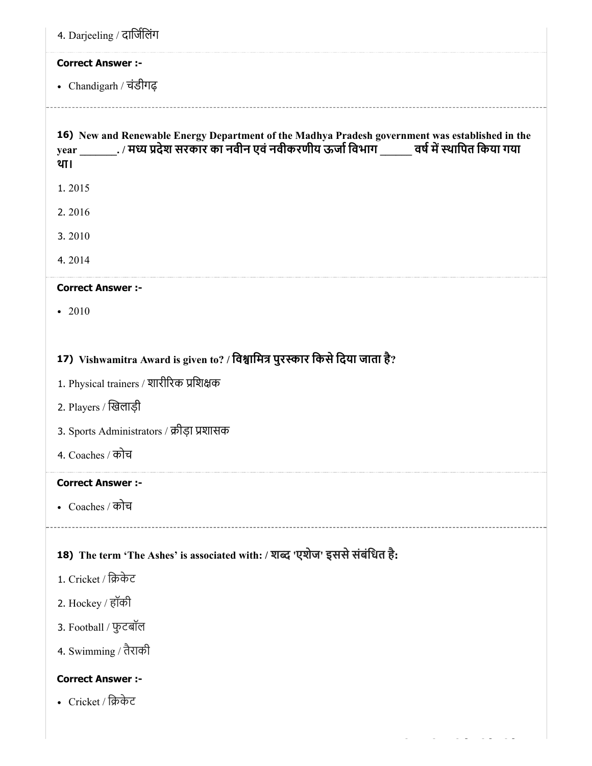4. Darjeeling / दार्जिलिंग

**Correct Answer :-**

- Chandigarh / चंडीगढ़

---

**16) New and Renewable Energy Department of the Madhya Pradesh government was established in the year _______. / मध्य प्रदेश सरकार का नवीन एवं नवीकरणीय ऊर्जा विभाग ______ वर्ष में स्थापित किया गया था।**

1. 2015

2. 2016

3. 2010

4. 2014

**Correct Answer :-**

- 2010

**17) Vishwamitra Award is given to? / विश्वामित्र पुरस्कार किसे दिया जाता है?**

1. Physical trainers / शारीरिक प्रशिक्षक

2. Players / खिलाड़ी

3. Sports Administrators / क्रीड़ा प्रशासक

4. Coaches / कोच

**Correct Answer :-**

- Coaches / कोच

---

**18) The term 'The Ashes' is associated with: / शब्द 'एशेज' इससे संबंधित है:**

1. Cricket / क्रिकेट

2. Hockey / हॉकी

3. Football / फुटबॉल

4. Swimming / तैराकी

**Correct Answer :-**

- Cricket / क्रिकेट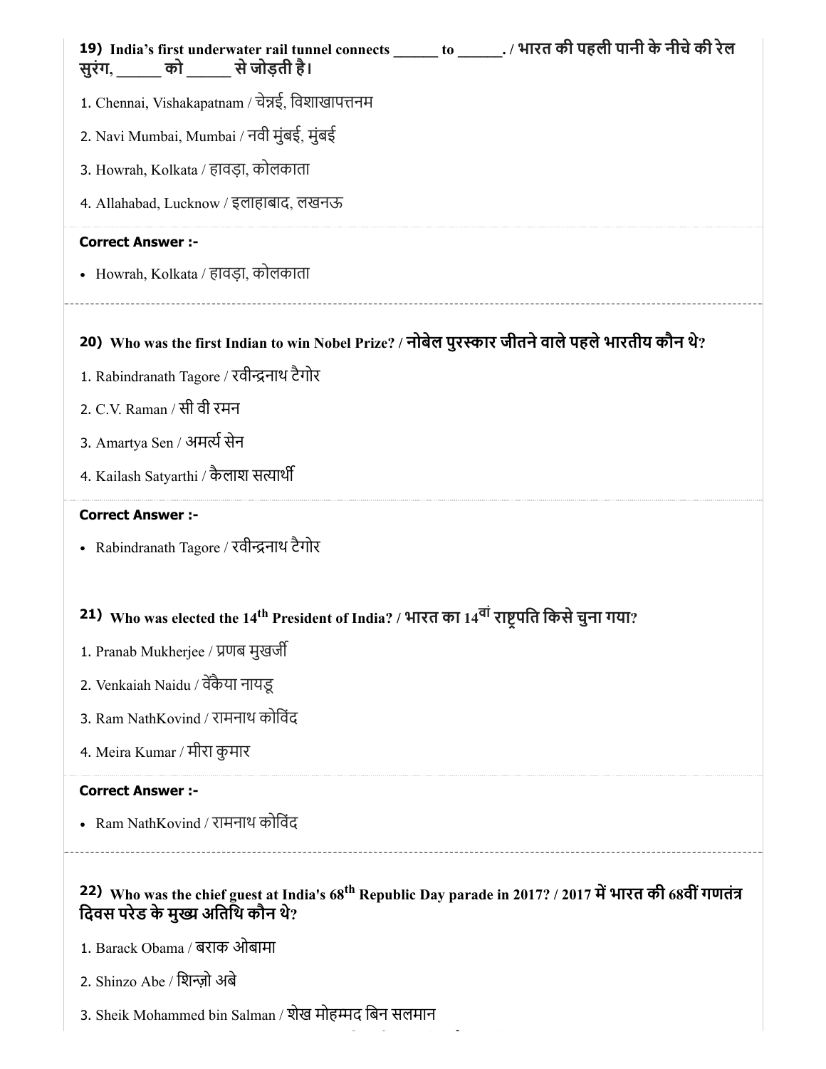**19)** India's first underwater rail tunnel connects ______ to ______. / भारत की पहली पानी के नीचे की रेल सुरंग, ______ को ______ से जोड़ती है।

1. Chennai, Vishakapatnam / चेन्नई, विशाखापत्तनम
2. Navi Mumbai, Mumbai / नवी मुंबई, मुंबई
3. Howrah, Kolkata / हावड़ा, कोलकाता
4. Allahabad, Lucknow / इलाहाबाद, लखनऊ

**Correct Answer :-**

- Howrah, Kolkata / हावड़ा, कोलकाता

---

**20)** Who was the first Indian to win Nobel Prize? / नोबेल पुरस्कार जीतने वाले पहले भारतीय कौन थे?

1. Rabindranath Tagore / रवीन्द्रनाथ टैगोर
2. C.V. Raman / सी वी रमन
3. Amartya Sen / अमर्त्य सेन
4. Kailash Satyarthi / कैलाश सत्यार्थी

**Correct Answer :-**

- Rabindranath Tagore / रवीन्द्रनाथ टैगोर

---

**21)** Who was elected the 14th President of India? / भारत का 14वां राष्ट्रपति किसे चुना गया?

1. Pranab Mukherjee / प्रणब मुखर्जी
2. Venkaiah Naidu / वेंकैया नायडू
3. Ram NathKovind / रामनाथ कोविंद
4. Meira Kumar / मीरा कुमार

**Correct Answer :-**

- Ram NathKovind / रामनाथ कोविंद

---

**22)** Who was the chief guest at India's 68th Republic Day parade in 2017? / 2017 में भारत की 68वीं गणतंत्र दिवस परेड के मुख्य अतिथि कौन थे?

1. Barack Obama / बराक ओबामा
2. Shinzo Abe / शिन्ज़ो अबे
3. Sheik Mohammed bin Salman / शेख मोहम्मद बिन सलमान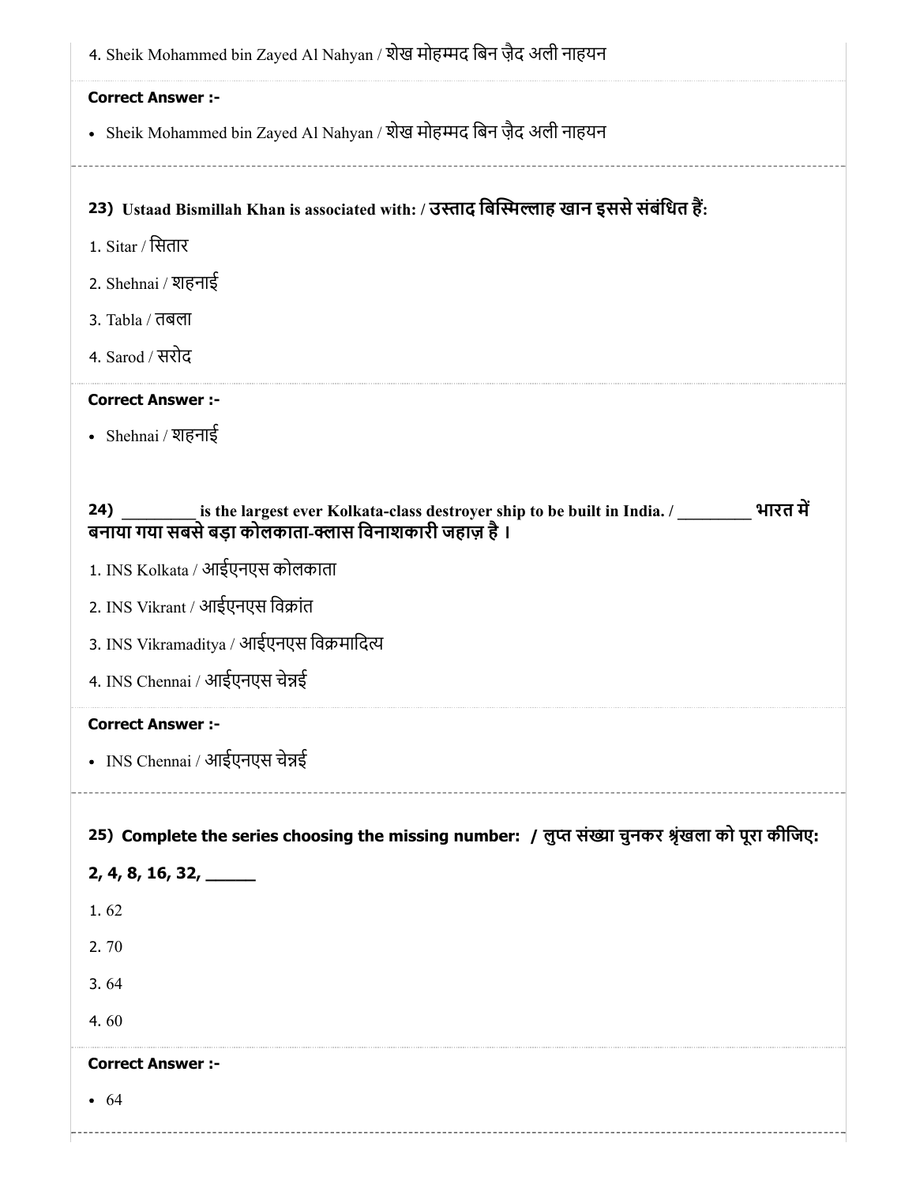4. Sheik Mohammed bin Zayed Al Nahyan / शेख मोहम्मद बिन ज़ैद अली नाहयन

**Correct Answer :-**

- Sheik Mohammed bin Zayed Al Nahyan / शेख मोहम्मद बिन ज़ैद अली नाहयन

**23) Ustaad Bismillah Khan is associated with: / उस्ताद बिस्मिल्लाह खान इससे संबंधित हैं:**

1. Sitar / सितार
2. Shehnai / शहनाई
3. Tabla / तबला
4. Sarod / सरोद

**Correct Answer :-**

- Shehnai / शहनाई

**24) _________ is the largest ever Kolkata-class destroyer ship to be built in India. / _________ भारत में बनाया गया सबसे बड़ा कोलकाता-क्लास विनाशकारी जहाज़ है ।**

1. INS Kolkata / आईएनएस कोलकाता
2. INS Vikrant / आईएनएस विक्रांत
3. INS Vikramaditya / आईएनएस विक्रमादित्य
4. INS Chennai / आईएनएस चेन्नई

**Correct Answer :-**

- INS Chennai / आईएनएस चेन्नई

**25) Complete the series choosing the missing number: / लुप्त संख्या चुनकर श्रृंखला को पूरा कीजिए:**

**2, 4, 8, 16, 32, ______**

1. 62
2. 70
3. 64
4. 60

**Correct Answer :-**

- 64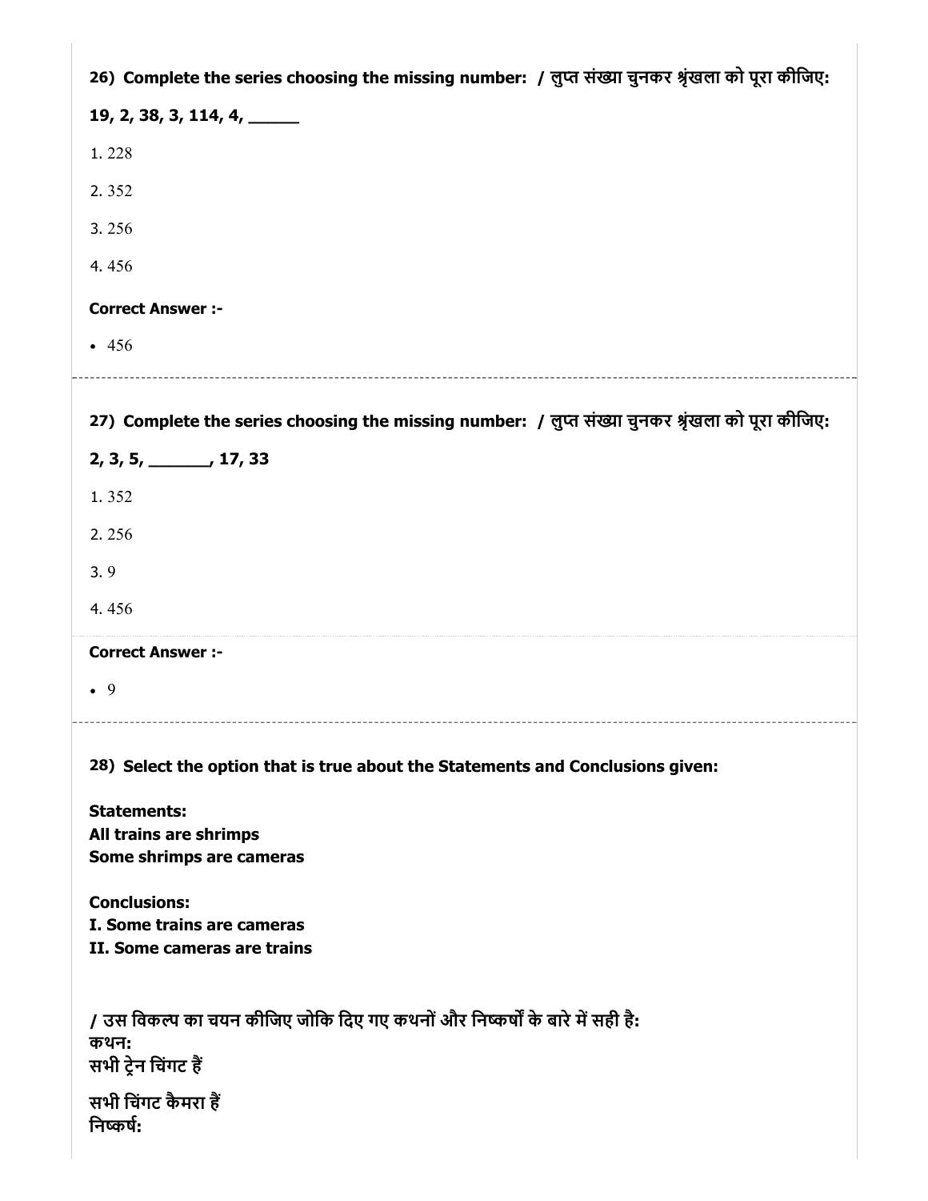**26) Complete the series choosing the missing number: / लुप्त संख्या चुनकर श्रृंखला को पूरा कीजिए:**

**19, 2, 38, 3, 114, 4, ______**

1. 228

2. 352

3. 256

4. 456

**Correct Answer :-**

- 456

---

**27) Complete the series choosing the missing number: / लुप्त संख्या चुनकर श्रृंखला को पूरा कीजिए:**

**2, 3, 5, _______, 17, 33**

1. 352

2. 256

3. 9

4. 456

**Correct Answer :-**

- 9

---

**28) Select the option that is true about the Statements and Conclusions given:**

**Statements:**
**All trains are shrimps**
**Some shrimps are cameras**

**Conclusions:**
**I. Some trains are cameras**
**II. Some cameras are trains**

**/ उस विकल्प का चयन कीजिए जोकि दिए गए कथनों और निष्कर्षों के बारे में सही है:**
**कथन:**
**सभी ट्रेन चिंगट हैं**

**सभी चिंगट कैमरा हैं**
**निष्कर्ष:**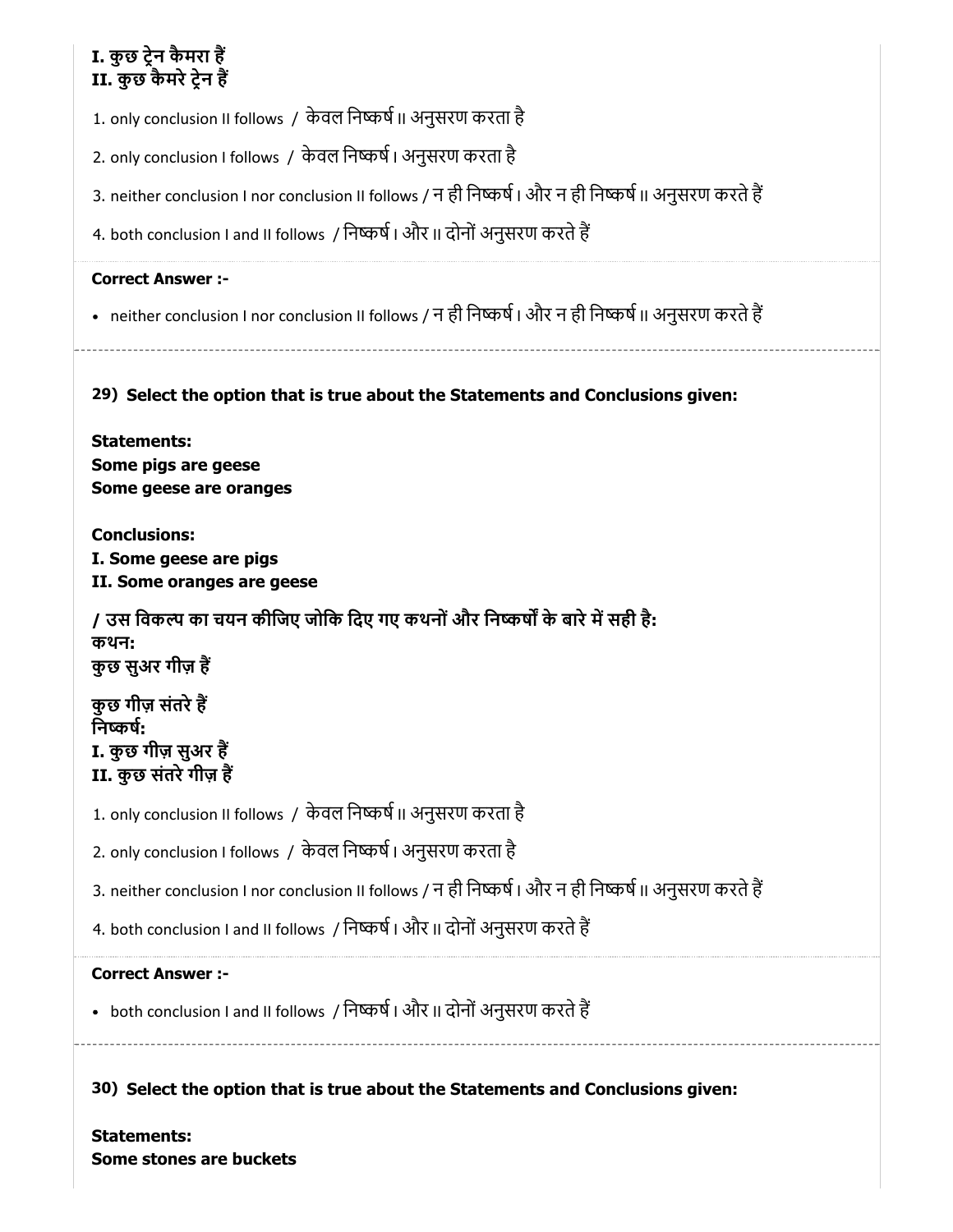**I. कुछ ट्रेन कैमरा हैं**
**II. कुछ कैमरे ट्रेन हैं**

1. only conclusion II follows / केवल निष्कर्ष II अनुसरण करता है
2. only conclusion I follows / केवल निष्कर्ष I अनुसरण करता है
3. neither conclusion I nor conclusion II follows / न ही निष्कर्ष I और न ही निष्कर्ष II अनुसरण करते हैं
4. both conclusion I and II follows / निष्कर्ष I और II दोनों अनुसरण करते हैं

**Correct Answer :-**

- neither conclusion I nor conclusion II follows / न ही निष्कर्ष I और न ही निष्कर्ष II अनुसरण करते हैं

---

**29) Select the option that is true about the Statements and Conclusions given:**

**Statements:**
**Some pigs are geese**
**Some geese are oranges**

**Conclusions:**
**I. Some geese are pigs**
**II. Some oranges are geese**

**/ उस विकल्प का चयन कीजिए जोकि दिए गए कथनों और निष्कर्षों के बारे में सही है:**
**कथन:**
**कुछ सुअर गीज़ हैं**

**कुछ गीज़ संतरे हैं**
**निष्कर्ष:**
**I. कुछ गीज़ सुअर हैं**
**II. कुछ संतरे गीज़ हैं**

1. only conclusion II follows / केवल निष्कर्ष II अनुसरण करता है
2. only conclusion I follows / केवल निष्कर्ष I अनुसरण करता है
3. neither conclusion I nor conclusion II follows / न ही निष्कर्ष I और न ही निष्कर्ष II अनुसरण करते हैं
4. both conclusion I and II follows / निष्कर्ष I और II दोनों अनुसरण करते हैं

**Correct Answer :-**

- both conclusion I and II follows / निष्कर्ष I और II दोनों अनुसरण करते हैं

---

**30) Select the option that is true about the Statements and Conclusions given:**

**Statements:**
**Some stones are buckets**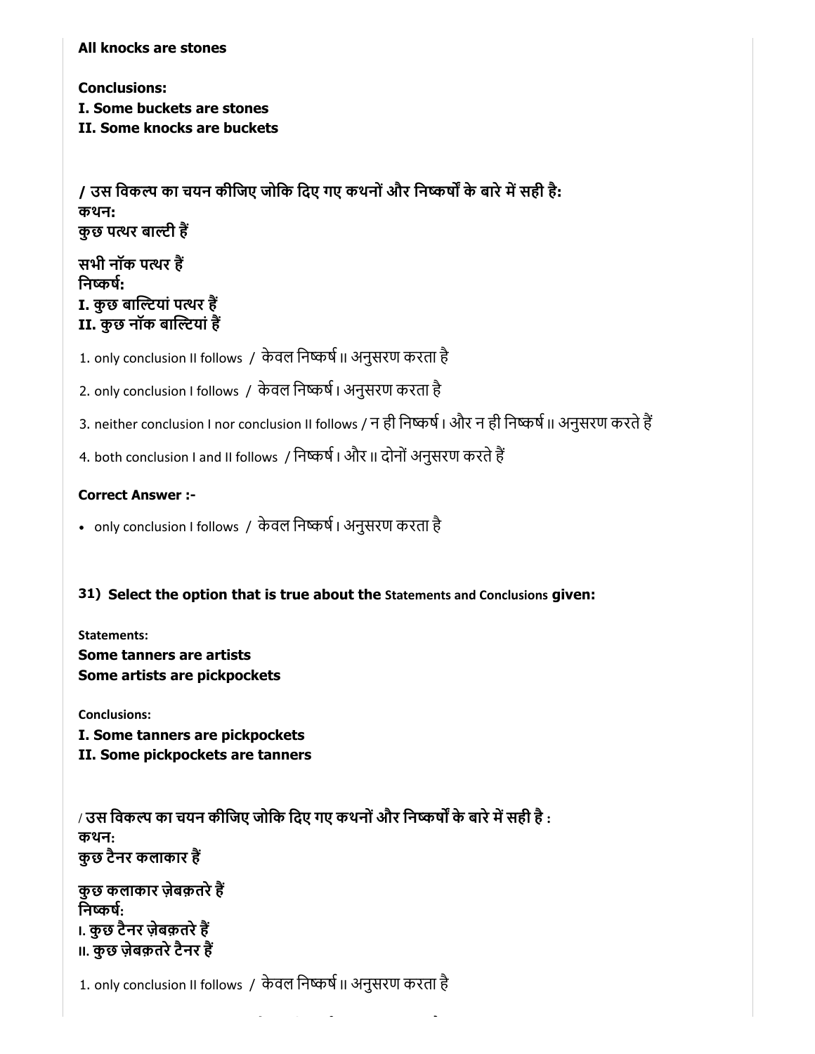**All knocks are stones**

**Conclusions:**
**I. Some buckets are stones**
**II. Some knocks are buckets**

**/ उस विकल्प का चयन कीजिए जोकि दिए गए कथनों और निष्कर्षों के बारे में सही है:**
**कथन:**
**कुछ पत्थर बाल्टी हैं**

**सभी नॉक पत्थर हैं**
**निष्कर्ष:**
**I. कुछ बाल्टियां पत्थर हैं**
**II. कुछ नॉक बाल्टियां हैं**

1. only conclusion II follows / केवल निष्कर्ष II अनुसरण करता है
2. only conclusion I follows / केवल निष्कर्ष I अनुसरण करता है
3. neither conclusion I nor conclusion II follows / न ही निष्कर्ष I और न ही निष्कर्ष II अनुसरण करते हैं
4. both conclusion I and II follows / निष्कर्ष I और II दोनों अनुसरण करते हैं

**Correct Answer :-**

- only conclusion I follows / केवल निष्कर्ष I अनुसरण करता है

**31) Select the option that is true about the Statements and Conclusions given:**

**Statements:**
**Some tanners are artists**
**Some artists are pickpockets**

**Conclusions:**
**I. Some tanners are pickpockets**
**II. Some pickpockets are tanners**

**/ उस विकल्प का चयन कीजिए जोकि दिए गए कथनों और निष्कर्षों के बारे में सही है :**
**कथन:**
**कुछ टैनर कलाकार हैं**

**कुछ कलाकार ज़ेबक़तरे हैं**
**निष्कर्ष:**
**I. कुछ टैनर ज़ेबक़तरे हैं**
**II. कुछ ज़ेबक़तरे टैनर हैं**

1. only conclusion II follows / केवल निष्कर्ष II अनुसरण करता है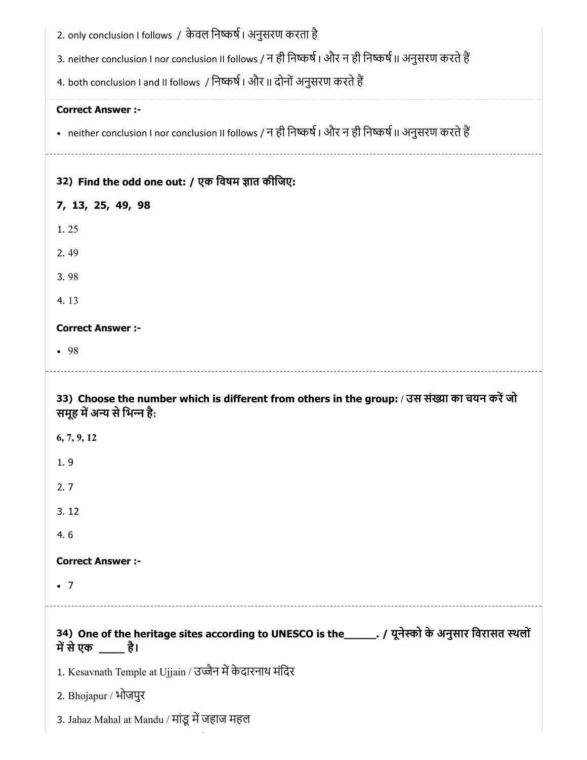2. only conclusion I follows / केवल निष्कर्ष I अनुसरण करता है

3. neither conclusion I nor conclusion II follows / न ही निष्कर्ष I और न ही निष्कर्ष II अनुसरण करते हैं

4. both conclusion I and II follows / निष्कर्ष I और II दोनों अनुसरण करते हैं

**Correct Answer :-**

- neither conclusion I nor conclusion II follows / न ही निष्कर्ष I और न ही निष्कर्ष II अनुसरण करते हैं

---

**32) Find the odd one out: / एक विषम ज्ञात कीजिए:**

**7, 13, 25, 49, 98**

1. 25

2. 49

3. 98

4. 13

**Correct Answer :-**

- 98

---

**33) Choose the number which is different from others in the group: / उस संख्या का चयन करें जो समूह में अन्य से भिन्न है:**

**6, 7, 9, 12**

1. 9

2. 7

3. 12

4. 6

**Correct Answer :-**

- 7

---

**34) One of the heritage sites according to UNESCO is the\_\_\_\_\_. / यूनेस्को के अनुसार विरासत स्थलों में से एक \_\_\_\_ है।**

1. Kesavnath Temple at Ujjain / उज्जैन में केदारनाथ मंदिर

2. Bhojapur / भोजपुर

3. Jahaz Mahal at Mandu / मांडू में जहाज महल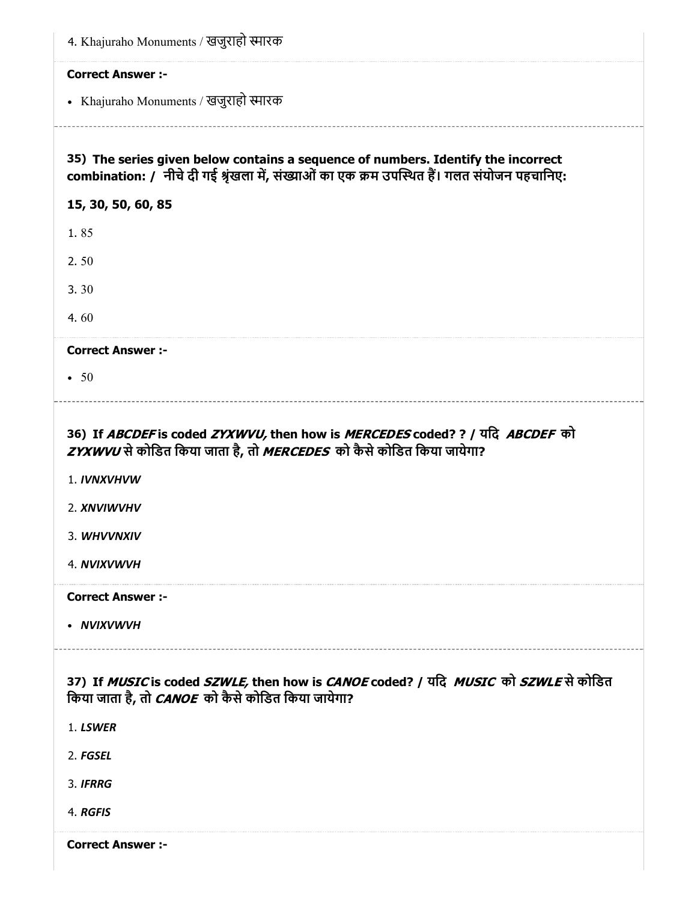4. Khajuraho Monuments / खजुराहो स्मारक

**Correct Answer :-**

- Khajuraho Monuments / खजुराहो स्मारक

---

**35) The series given below contains a sequence of numbers. Identify the incorrect combination: / नीचे दी गई श्रृंखला में, संख्याओं का एक क्रम उपस्थित हैं। गलत संयोजन पहचानिए:**

**15, 30, 50, 60, 85**

1. 85

2. 50

3. 30

4. 60

**Correct Answer :-**

- 50

---

**36) If *ABCDEF* is coded *ZYXWVU,* then how is *MERCEDES* coded? ? / यदि *ABCDEF* को *ZYXWVU* से कोडित किया जाता है, तो *MERCEDES* को कैसे कोडित किया जायेगा?**

1. ***IVNXVHVW***

2. ***XNVIWVHV***

3. ***WHVVNXIV***

4. ***NVIXVWVH***

**Correct Answer :-**

- ***NVIXVWVH***

---

**37) If *MUSIC* is coded *SZWLE,* then how is *CANOE* coded? / यदि *MUSIC* को *SZWLE* से कोडित किया जाता है, तो *CANOE* को कैसे कोडित किया जायेगा?**

1. ***LSWER***

2. ***FGSEL***

3. ***IFRRG***

4. ***RGFIS***

**Correct Answer :-**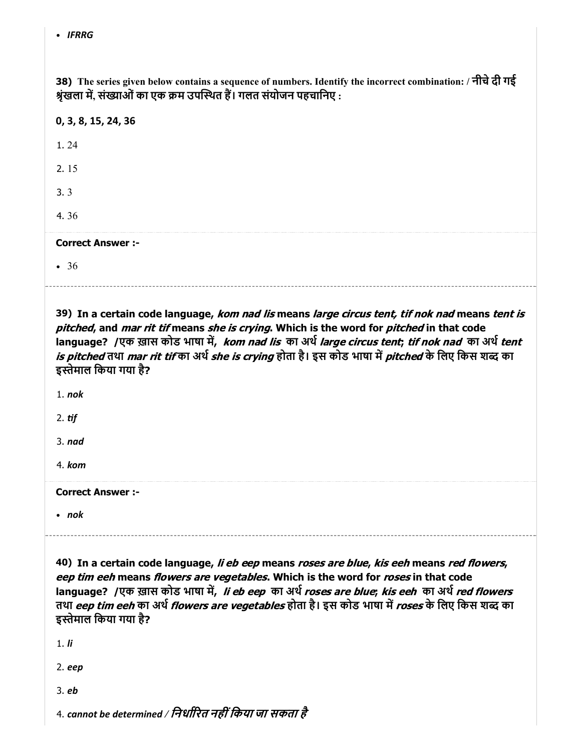- *IFRRG*

**38)** **The series given below contains a sequence of numbers. Identify the incorrect combination: / नीचे दी गई श्रृंखला में, संख्याओं का एक क्रम उपस्थित हैं। गलत संयोजन पहचानिए :**

**0, 3, 8, 15, 24, 36**

1. 24
2. 15
3. 3
4. 36

**Correct Answer :-**

- 36

**39)** **In a certain code language, *kom nad lis* means *large circus tent, tif nok nad* means *tent is pitched*, and *mar rit tif* means *she is crying*. Which is the word for *pitched* in that code language? /एक ख़ास कोड भाषा में, *kom nad lis* का अर्थ *large circus tent*; *tif nok nad* का अर्थ *tent is pitched* तथा *mar rit tif* का अर्थ *she is crying* होता है। इस कोड भाषा में *pitched* के लिए किस शब्द का इस्तेमाल किया गया है?**

1. ***nok***
2. ***tif***
3. ***nad***
4. ***kom***

**Correct Answer :-**

- ***nok***

**40)** **In a certain code language, *li eb eep* means *roses are blue*, *kis eeh* means *red flowers*, *eep tim eeh* means *flowers are vegetables*. Which is the word for *roses* in that code language? /एक ख़ास कोड भाषा में, *li eb eep* का अर्थ *roses are blue*; *kis eeh* का अर्थ *red flowers* तथा *eep tim eeh* का अर्थ *flowers are vegetables* होता है। इस कोड भाषा में *roses* के लिए किस शब्द का इस्तेमाल किया गया है?**

1. ***li***
2. ***eep***
3. ***eb***
4. ***cannot be determined / निर्धारित नहीं किया जा सकता है***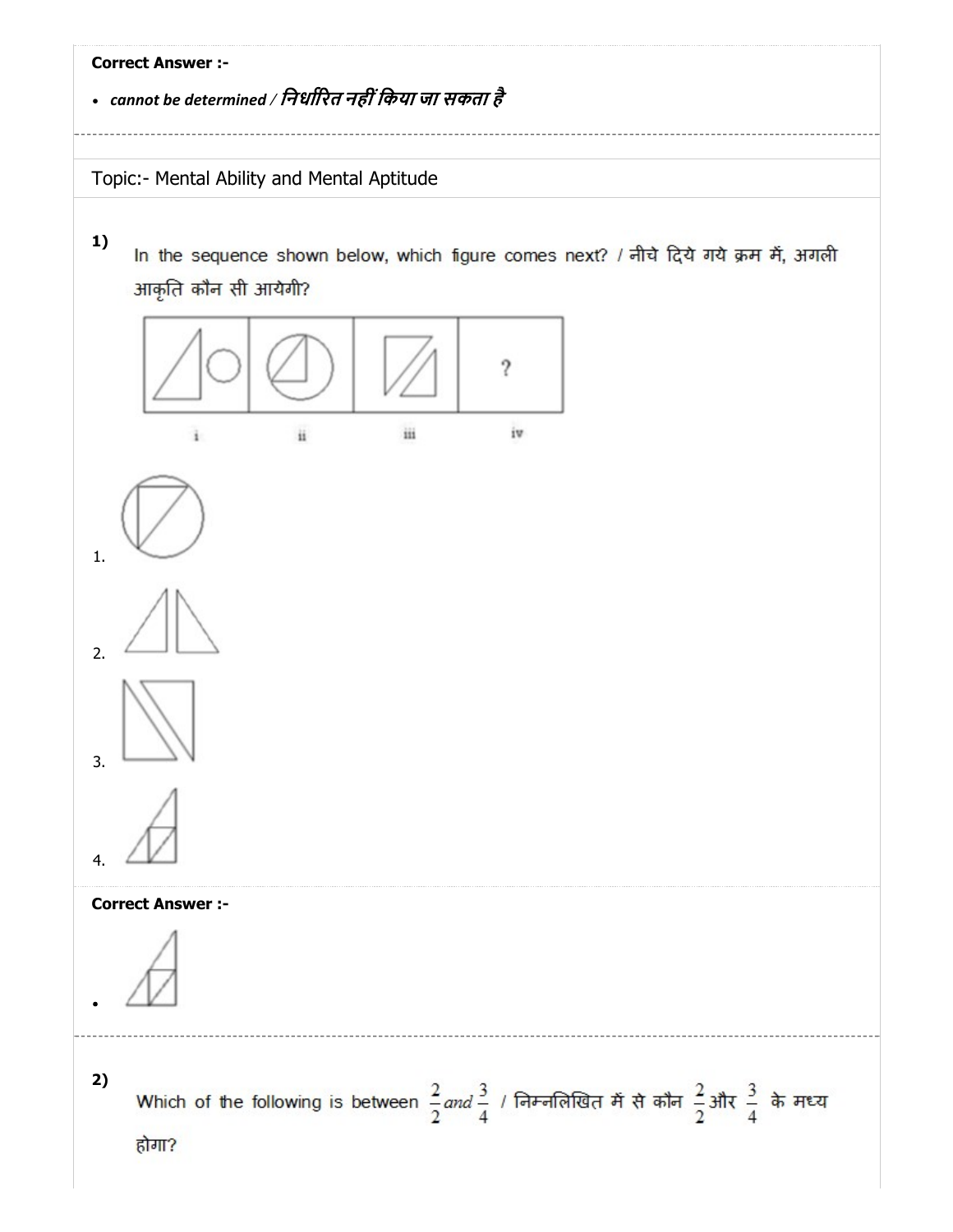**Correct Answer :-**

- *cannot be determined / निर्धारित नहीं किया जा सकता है*

---

Topic:- Mental Ability and Mental Aptitude

**1)** In the sequence shown below, which figure comes next? / नीचे दिये गये क्रम में, अगली आकृति कौन सी आयेगी?

i ii iii iv

1.

2.

3.

4.

**Correct Answer :-**

- 

---

**2)** Which of the following is between $\frac{2}{2}$ *and* $\frac{3}{4}$ / निम्नलिखित में से कौन $\frac{2}{2}$ और $\frac{3}{4}$ के मध्य होगा?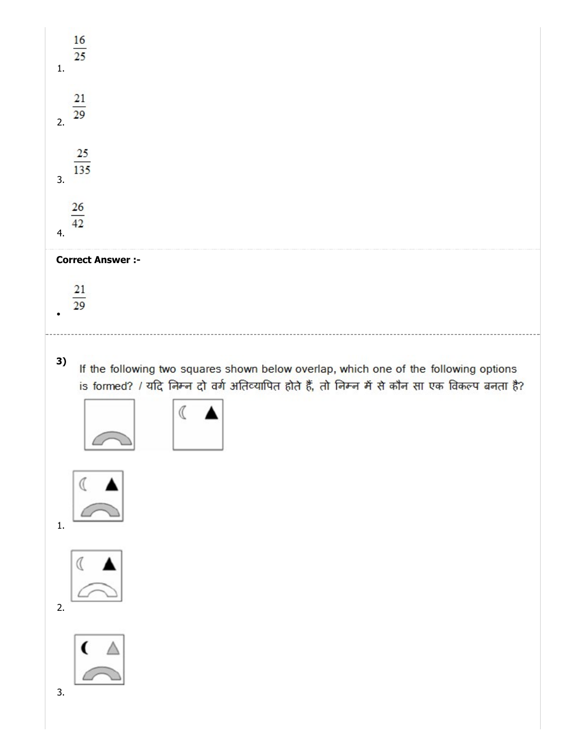1. $\frac{16}{25}$

2. $\frac{21}{29}$

3. $\frac{25}{135}$

4. $\frac{26}{42}$

**Correct Answer :-**

- $\frac{21}{29}$

---

**3)** If the following two squares shown below overlap, which one of the following options is formed? / यदि निम्न दो वर्ग अतिव्यापित होते हैं, तो निम्न में से कौन सा एक विकल्प बनता है?

1.

2.

3.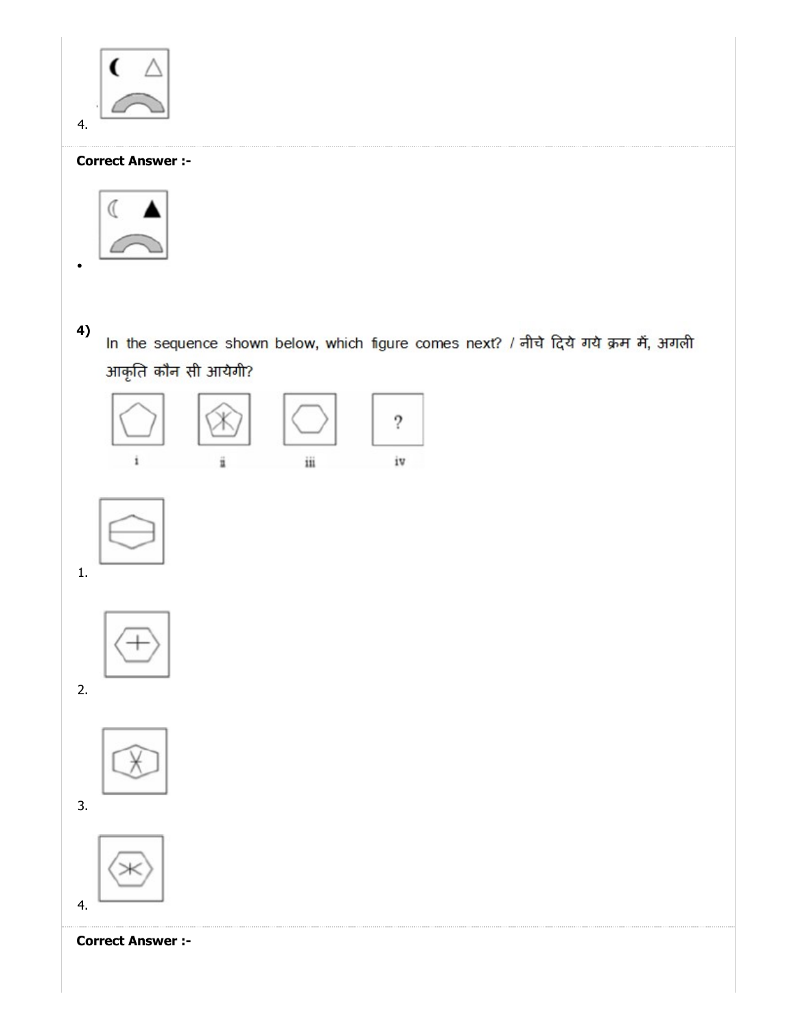4.

**Correct Answer :-**

•

**4)** In the sequence shown below, which figure comes next? / नीचे दिये गये क्रम में, अगली आकृति कौन सी आयेगी?

1.

2.

3.

4.

**Correct Answer :-**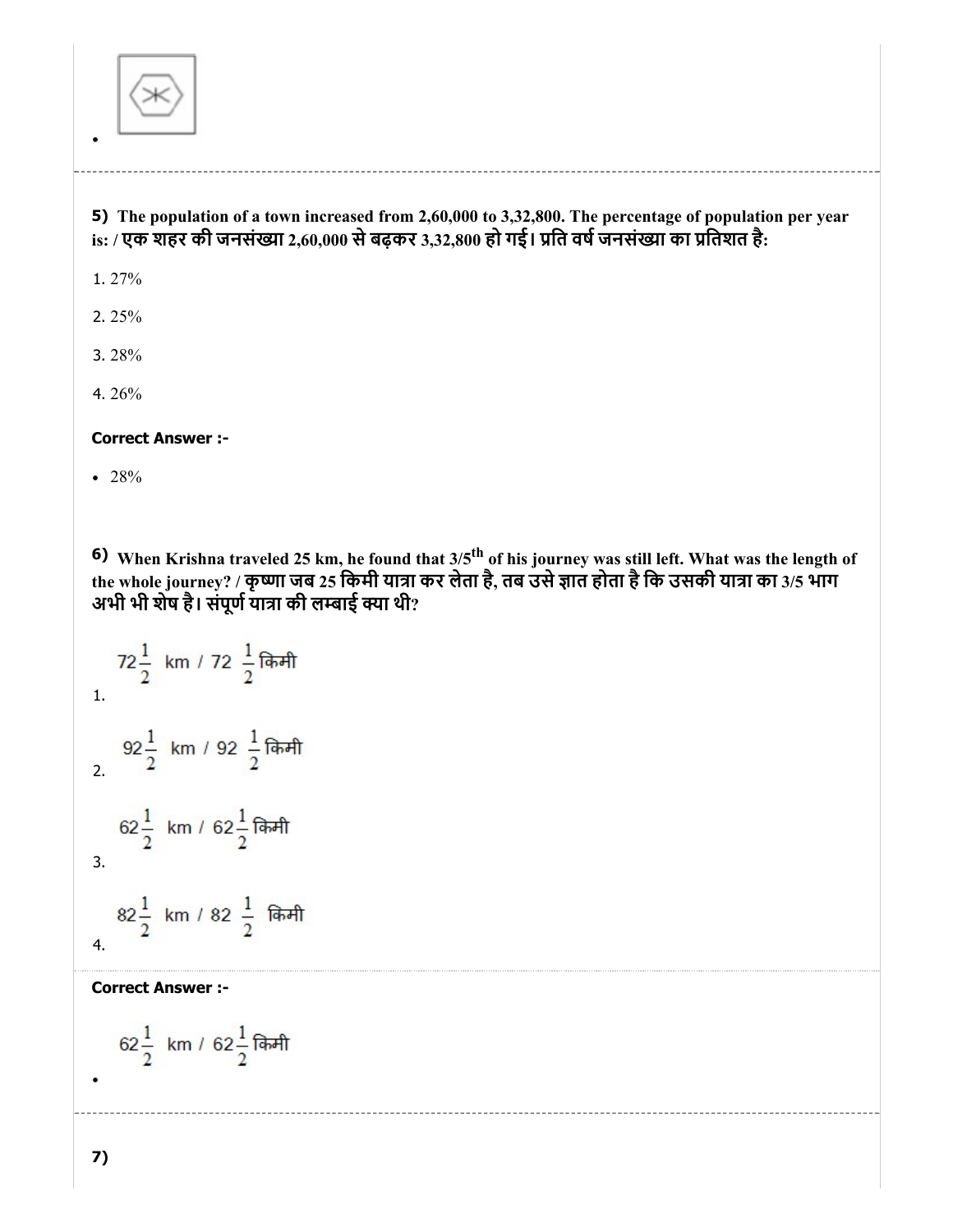•

---

**5)** **The population of a town increased from 2,60,000 to 3,32,800. The percentage of population per year is: / एक शहर की जनसंख्या 2,60,000 से बढ़कर 3,32,800 हो गई। प्रति वर्ष जनसंख्या का प्रतिशत है:**

1. 27%

2. 25%

3. 28%

4. 26%

**Correct Answer :-**

- 28%

**6)** **When Krishna traveled 25 km, he found that 3/5$^{th}$ of his journey was still left. What was the length of the whole journey? / कृष्णा जब 25 किमी यात्रा कर लेता है, तब उसे ज्ञात होता है कि उसकी यात्रा का 3/5 भाग अभी भी शेष है। संपूर्ण यात्रा की लम्बाई क्या थी?**

1. $72\frac{1}{2}$ km / $72\ \frac{1}{2}$ किमी

2. $92\frac{1}{2}$ km / $92\ \frac{1}{2}$ किमी

3. $62\frac{1}{2}$ km / $62\frac{1}{2}$ किमी

4. $82\frac{1}{2}$ km / $82\ \frac{1}{2}$ किमी

**Correct Answer :-**

- $62\frac{1}{2}$ km / $62\frac{1}{2}$ किमी

---

**7)**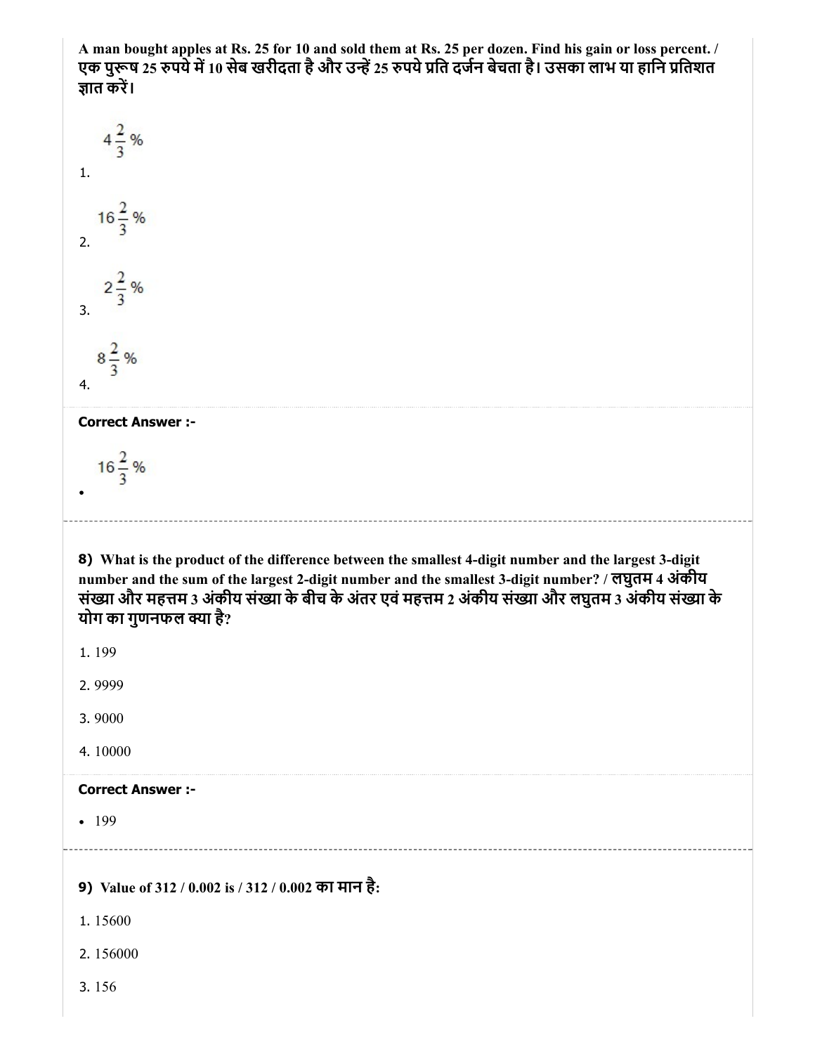**A man bought apples at Rs. 25 for 10 and sold them at Rs. 25 per dozen. Find his gain or loss percent. / एक पुरूष 25 रुपये में 10 सेब खरीदता है और उन्हें 25 रुपये प्रति दर्जन बेचता है। उसका लाभ या हानि प्रतिशत ज्ञात करें।**

1. $4\frac{2}{3}\%$

2. $16\frac{2}{3}\%$

3. $2\frac{2}{3}\%$

4. $8\frac{2}{3}\%$

**Correct Answer :-**

- $16\frac{2}{3}\%$

---

**8) What is the product of the difference between the smallest 4-digit number and the largest 3-digit number and the sum of the largest 2-digit number and the smallest 3-digit number? / लघुतम 4 अंकीय संख्या और महत्तम 3 अंकीय संख्या के बीच के अंतर एवं महत्तम 2 अंकीय संख्या और लघुतम 3 अंकीय संख्या के योग का गुणनफल क्या है?**

1. 199
2. 9999
3. 9000
4. 10000

**Correct Answer :-**

- 199

---

**9) Value of 312 / 0.002 is / 312 / 0.002 का मान है:**

1. 15600
2. 156000
3. 156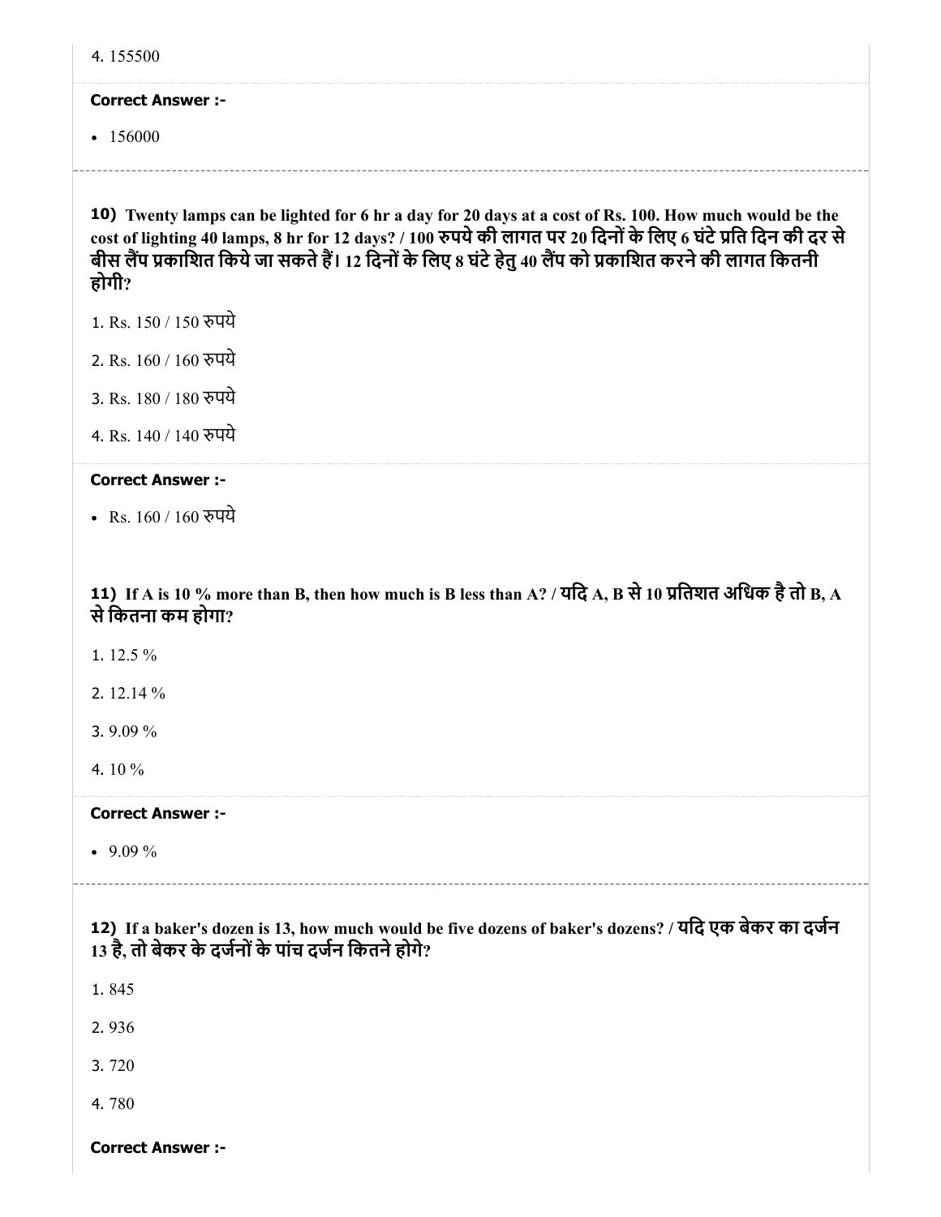4. 155500

**Correct Answer :-**

- 156000

**10)** **Twenty lamps can be lighted for 6 hr a day for 20 days at a cost of Rs. 100. How much would be the cost of lighting 40 lamps, 8 hr for 12 days? / 100 रुपये की लागत पर 20 दिनों के लिए 6 घंटे प्रति दिन की दर से बीस लैंप प्रकाशित किये जा सकते हैं। 12 दिनों के लिए 8 घंटे हेतु 40 लैंप को प्रकाशित करने की लागत कितनी होगी?**

1. Rs. 150 / 150 रुपये
2. Rs. 160 / 160 रुपये
3. Rs. 180 / 180 रुपये
4. Rs. 140 / 140 रुपये

**Correct Answer :-**

- Rs. 160 / 160 रुपये

**11)** **If A is 10 % more than B, then how much is B less than A? / यदि A, B से 10 प्रतिशत अधिक है तो B, A से कितना कम होगा?**

1. 12.5 %
2. 12.14 %
3. 9.09 %
4. 10 %

**Correct Answer :-**

- 9.09 %

**12)** **If a baker's dozen is 13, how much would be five dozens of baker's dozens? / यदि एक बेकर का दर्जन 13 है, तो बेकर के दर्जनों के पांच दर्जन कितने होगे?**

1. 845
2. 936
3. 720
4. 780

**Correct Answer :-**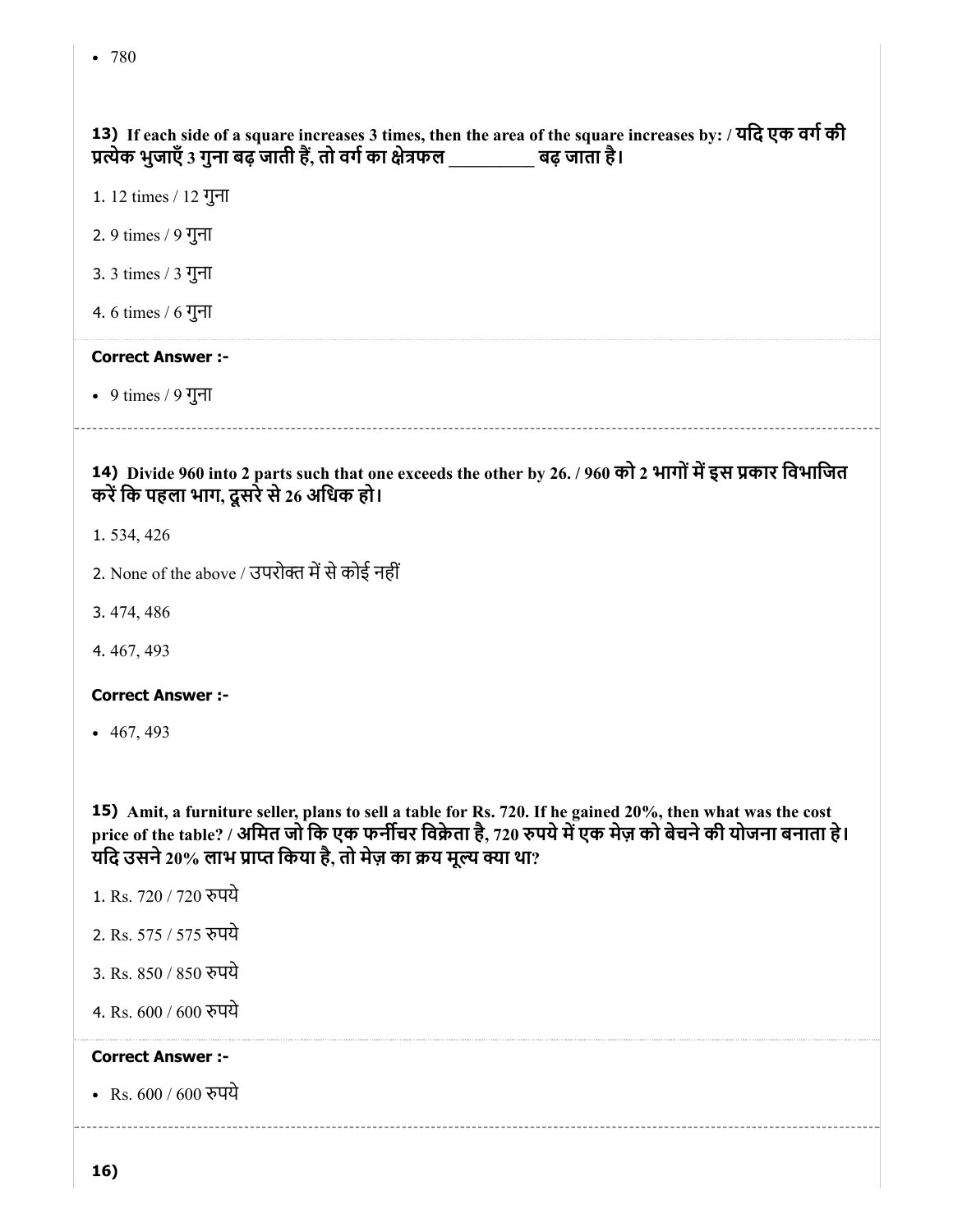- 780

**13)** **If each side of a square increases 3 times, then the area of the square increases by: / यदि एक वर्ग की प्रत्येक भुजाएँ 3 गुना बढ़ जाती हैं, तो वर्ग का क्षेत्रफल _________ बढ़ जाता है।**

1. 12 times / 12 गुना

2. 9 times / 9 गुना

3. 3 times / 3 गुना

4. 6 times / 6 गुना

**Correct Answer :-**

- 9 times / 9 गुना

---

**14)** **Divide 960 into 2 parts such that one exceeds the other by 26. / 960 को 2 भागों में इस प्रकार विभाजित करें कि पहला भाग, दूसरे से 26 अधिक हो।**

1. 534, 426

2. None of the above / उपरोक्त में से कोई नहीं

3. 474, 486

4. 467, 493

**Correct Answer :-**

- 467, 493

**15)** **Amit, a furniture seller, plans to sell a table for Rs. 720. If he gained 20%, then what was the cost price of the table? / अमित जो कि एक फर्नीचर विक्रेता है, 720 रुपये में एक मेज़ को बेचने की योजना बनाता हे। यदि उसने 20% लाभ प्राप्त किया है, तो मेज़ का क्रय मूल्य क्या था?**

1. Rs. 720 / 720 रुपये

2. Rs. 575 / 575 रुपये

3. Rs. 850 / 850 रुपये

4. Rs. 600 / 600 रुपये

**Correct Answer :-**

- Rs. 600 / 600 रुपये

---

**16)**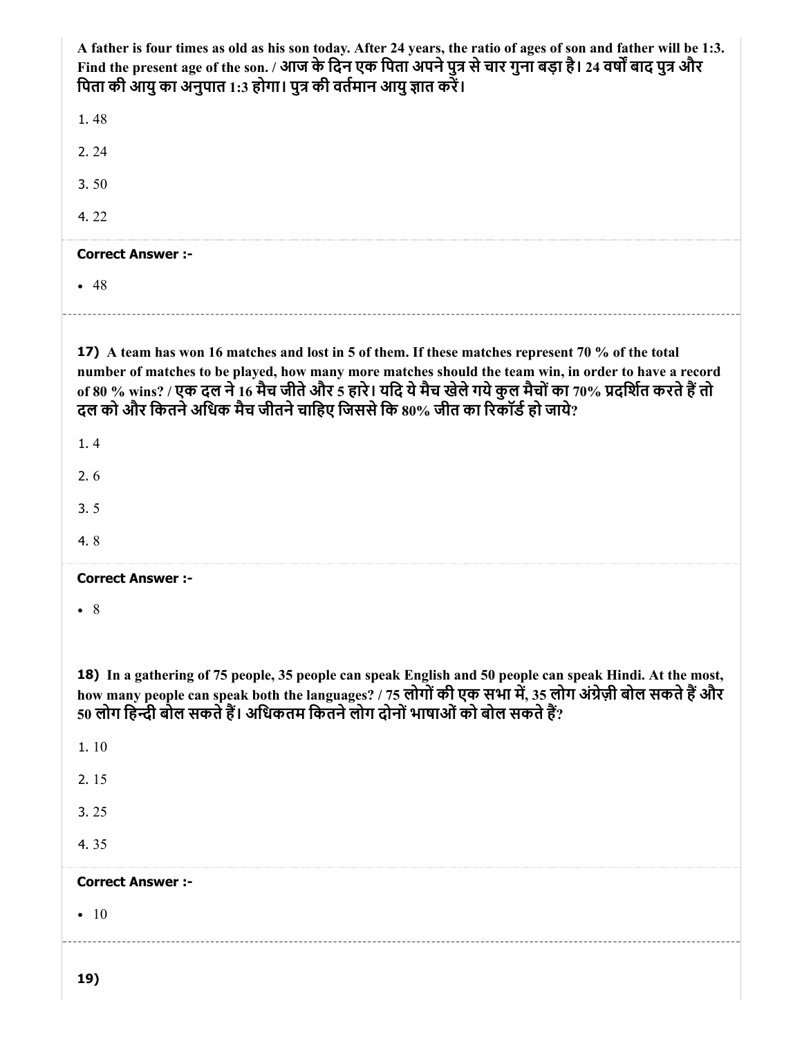**A father is four times as old as his son today. After 24 years, the ratio of ages of son and father will be 1:3. Find the present age of the son. / आज के दिन एक पिता अपने पुत्र से चार गुना बड़ा है। 24 वर्षों बाद पुत्र और पिता की आयु का अनुपात 1:3 होगा। पुत्र की वर्तमान आयु ज्ञात करें।**

1. 48

2. 24

3. 50

4. 22

**Correct Answer :-**

- 48

---

**17) A team has won 16 matches and lost in 5 of them. If these matches represent 70 % of the total number of matches to be played, how many more matches should the team win, in order to have a record of 80 % wins? / एक दल ने 16 मैच जीते और 5 हारे। यदि ये मैच खेले गये कुल मैचों का 70% प्रदर्शित करते हैं तो दल को और कितने अधिक मैच जीतने चाहिए जिससे कि 80% जीत का रिकॉर्ड हो जाये?**

1. 4

2. 6

3. 5

4. 8

**Correct Answer :-**

- 8

---

**18) In a gathering of 75 people, 35 people can speak English and 50 people can speak Hindi. At the most, how many people can speak both the languages? / 75 लोगों की एक सभा में, 35 लोग अंग्रेज़ी बोल सकते हैं और 50 लोग हिन्दी बोल सकते हैं। अधिकतम कितने लोग दोनों भाषाओं को बोल सकते हैं?**

1. 10

2. 15

3. 25

4. 35

**Correct Answer :-**

- 10

---

**19)**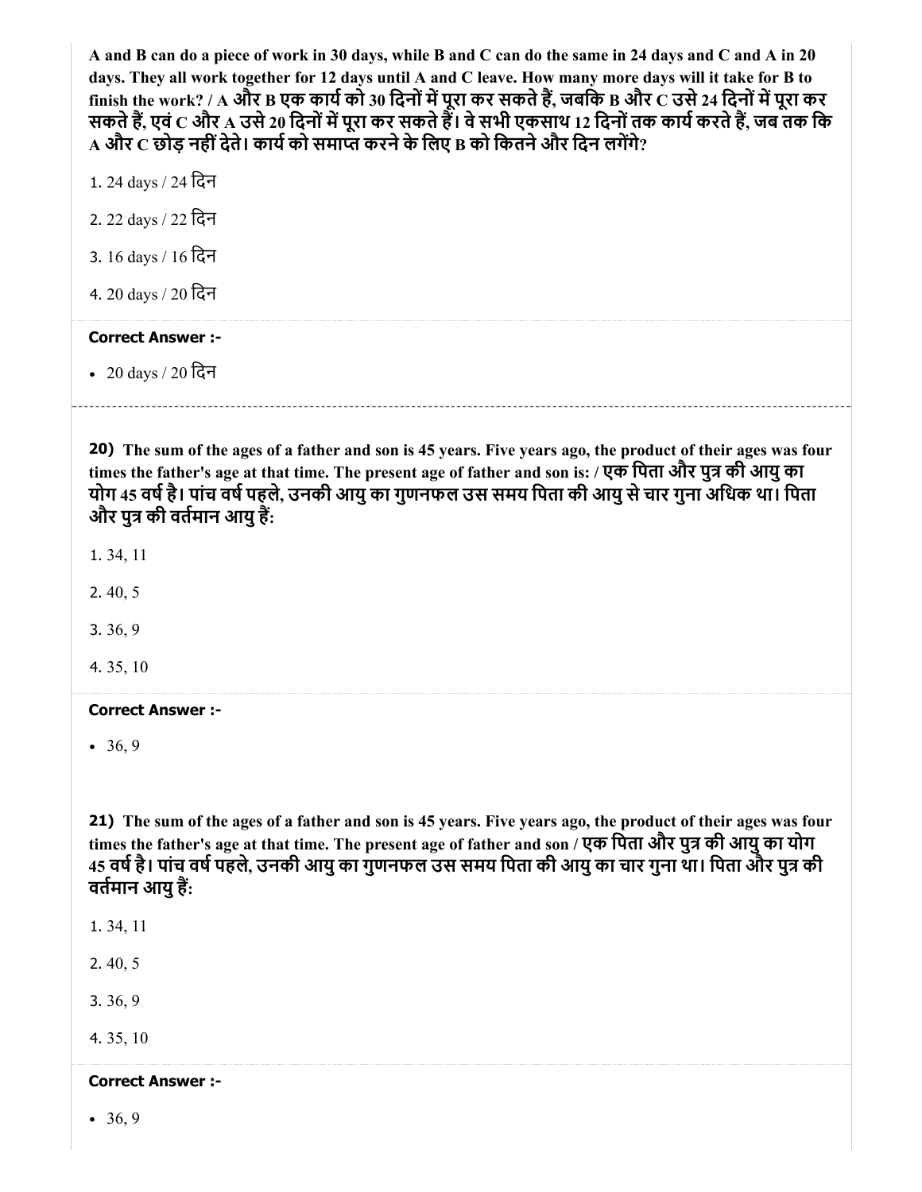**A and B can do a piece of work in 30 days, while B and C can do the same in 24 days and C and A in 20 days. They all work together for 12 days until A and C leave. How many more days will it take for B to finish the work? / A और B एक कार्य को 30 दिनों में पूरा कर सकते हैं, जबकि B और C उसे 24 दिनों में पूरा कर सकते हैं, एवं C और A उसे 20 दिनों में पूरा कर सकते हैं। वे सभी एकसाथ 12 दिनों तक कार्य करते हैं, जब तक कि A और C छोड़ नहीं देते। कार्य को समाप्त करने के लिए B को कितने और दिन लगेंगे?**

1. 24 days / 24 दिन

2. 22 days / 22 दिन

3. 16 days / 16 दिन

4. 20 days / 20 दिन

**Correct Answer :-**

- 20 days / 20 दिन

---

**20)** **The sum of the ages of a father and son is 45 years. Five years ago, the product of their ages was four times the father's age at that time. The present age of father and son is: / एक पिता और पुत्र की आयु का योग 45 वर्ष है। पांच वर्ष पहले, उनकी आयु का गुणनफल उस समय पिता की आयु से चार गुना अधिक था। पिता और पुत्र की वर्तमान आयु हैं:**

1. 34, 11

2. 40, 5

3. 36, 9

4. 35, 10

**Correct Answer :-**

- 36, 9

**21)** **The sum of the ages of a father and son is 45 years. Five years ago, the product of their ages was four times the father's age at that time. The present age of father and son / एक पिता और पुत्र की आयु का योग 45 वर्ष है। पांच वर्ष पहले, उनकी आयु का गुणनफल उस समय पिता की आयु का चार गुना था। पिता और पुत्र की वर्तमान आयु हैं:**

1. 34, 11

2. 40, 5

3. 36, 9

4. 35, 10

**Correct Answer :-**

- 36, 9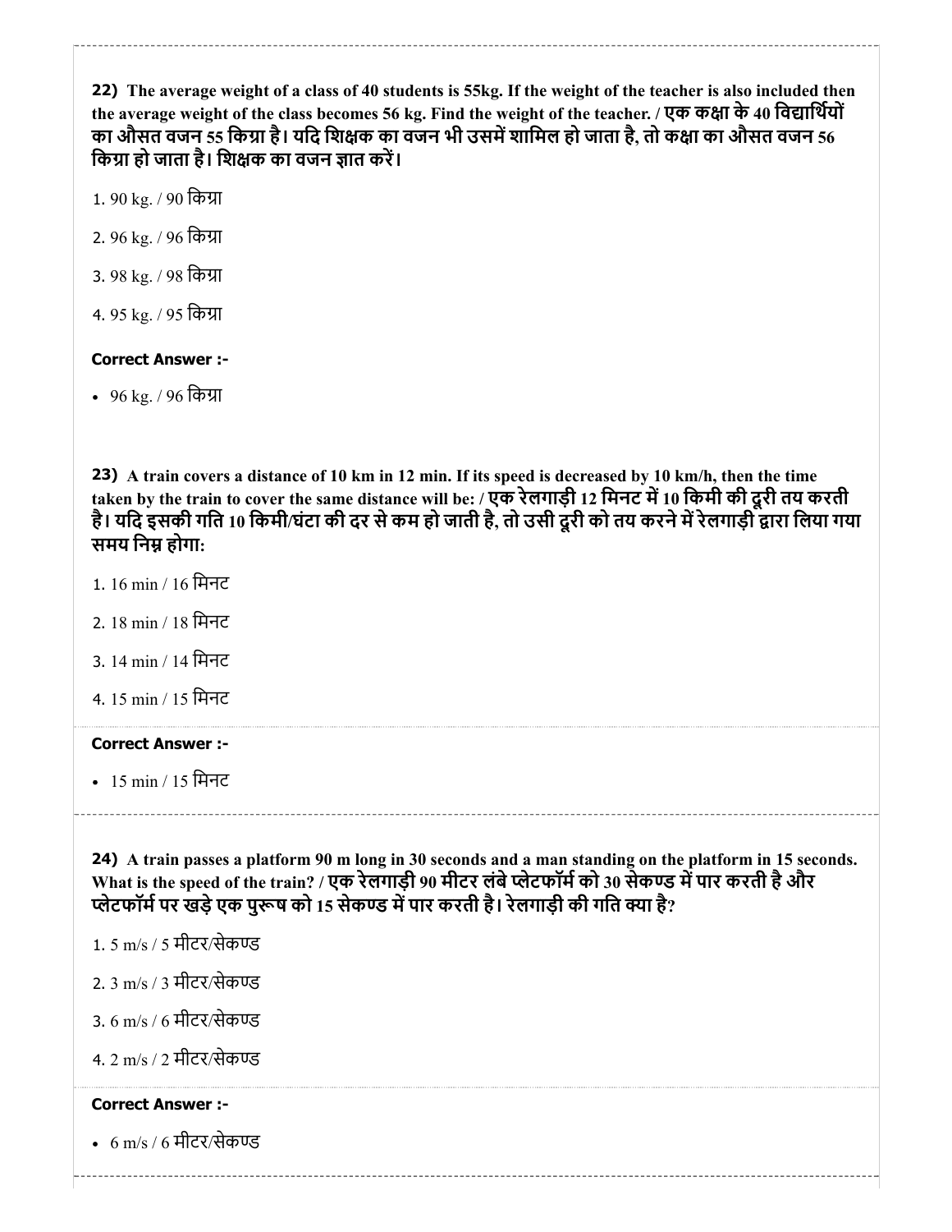**22)** **The average weight of a class of 40 students is 55kg. If the weight of the teacher is also included then the average weight of the class becomes 56 kg. Find the weight of the teacher. / एक कक्षा के 40 विद्यार्थियों का औसत वजन 55 किग्रा है। यदि शिक्षक का वजन भी उसमें शामिल हो जाता है, तो कक्षा का औसत वजन 56 किग्रा हो जाता है। शिक्षक का वजन ज्ञात करें।**

1. 90 kg. / 90 किग्रा
2. 96 kg. / 96 किग्रा
3. 98 kg. / 98 किग्रा
4. 95 kg. / 95 किग्रा

**Correct Answer :-**

- 96 kg. / 96 किग्रा

**23)** **A train covers a distance of 10 km in 12 min. If its speed is decreased by 10 km/h, then the time taken by the train to cover the same distance will be: / एक रेलगाड़ी 12 मिनट में 10 किमी की दूरी तय करती है। यदि इसकी गति 10 किमी/घंटा की दर से कम हो जाती है, तो उसी दूरी को तय करने में रेलगाड़ी द्वारा लिया गया समय निम्न होगा:**

1. 16 min / 16 मिनट
2. 18 min / 18 मिनट
3. 14 min / 14 मिनट
4. 15 min / 15 मिनट

**Correct Answer :-**

- 15 min / 15 मिनट

**24)** **A train passes a platform 90 m long in 30 seconds and a man standing on the platform in 15 seconds. What is the speed of the train? / एक रेलगाड़ी 90 मीटर लंबे प्लेटफॉर्म को 30 सेकण्ड में पार करती है और प्लेटफॉर्म पर खड़े एक पुरूष को 15 सेकण्ड में पार करती है। रेलगाड़ी की गति क्या है?**

1. 5 m/s / 5 मीटर/सेकण्ड
2. 3 m/s / 3 मीटर/सेकण्ड
3. 6 m/s / 6 मीटर/सेकण्ड
4. 2 m/s / 2 मीटर/सेकण्ड

**Correct Answer :-**

- 6 m/s / 6 मीटर/सेकण्ड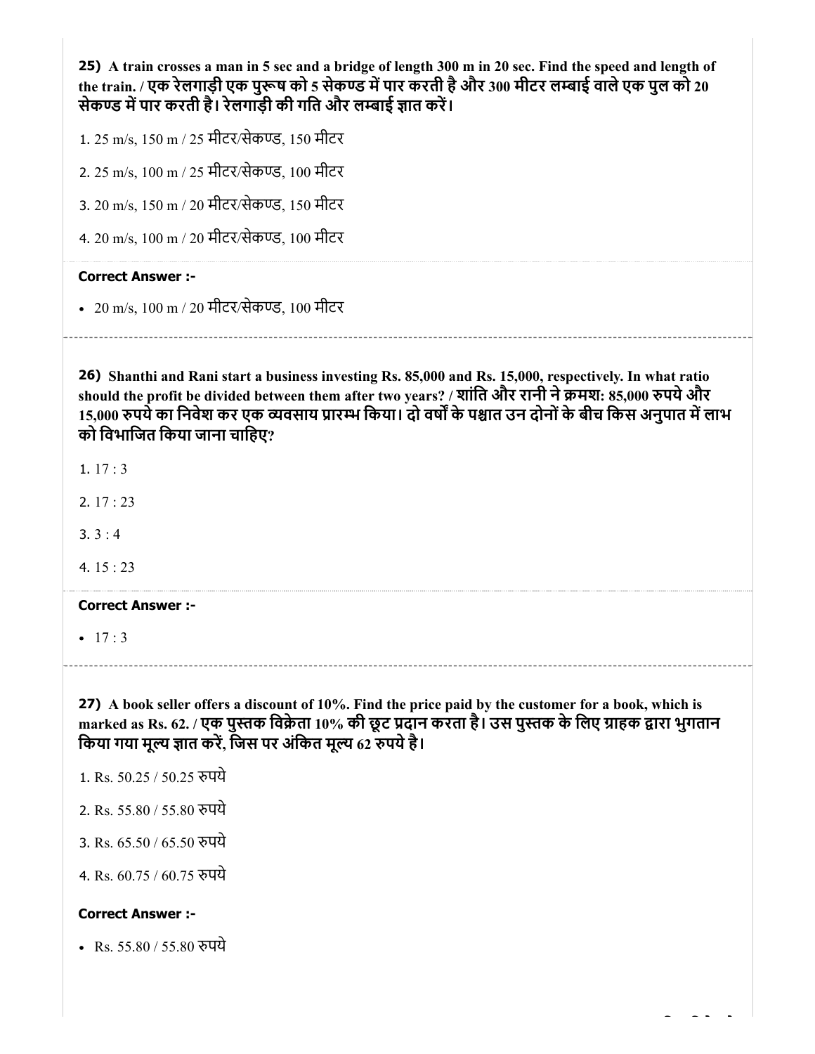**25) A train crosses a man in 5 sec and a bridge of length 300 m in 20 sec. Find the speed and length of the train. / एक रेलगाड़ी एक पुरूष को 5 सेकण्ड में पार करती है और 300 मीटर लम्बाई वाले एक पुल को 20 सेकण्ड में पार करती है। रेलगाड़ी की गति और लम्बाई ज्ञात करें।**

1. 25 m/s, 150 m / 25 मीटर/सेकण्ड, 150 मीटर

2. 25 m/s, 100 m / 25 मीटर/सेकण्ड, 100 मीटर

3. 20 m/s, 150 m / 20 मीटर/सेकण्ड, 150 मीटर

4. 20 m/s, 100 m / 20 मीटर/सेकण्ड, 100 मीटर

**Correct Answer :-**

- 20 m/s, 100 m / 20 मीटर/सेकण्ड, 100 मीटर

---

**26) Shanthi and Rani start a business investing Rs. 85,000 and Rs. 15,000, respectively. In what ratio should the profit be divided between them after two years? / शांति और रानी ने क्रमश: 85,000 रुपये और 15,000 रुपये का निवेश कर एक व्यवसाय प्रारम्भ किया। दो वर्षों के पश्चात उन दोनों के बीच किस अनुपात में लाभ को विभाजित किया जाना चाहिए?**

1. 17 : 3

2. 17 : 23

3. 3 : 4

4. 15 : 23

**Correct Answer :-**

- 17 : 3

---

**27) A book seller offers a discount of 10%. Find the price paid by the customer for a book, which is marked as Rs. 62. / एक पुस्तक विक्रेता 10% की छूट प्रदान करता है। उस पुस्तक के लिए ग्राहक द्वारा भुगतान किया गया मूल्य ज्ञात करें, जिस पर अंकित मूल्य 62 रुपये है।**

1. Rs. 50.25 / 50.25 रुपये

2. Rs. 55.80 / 55.80 रुपये

3. Rs. 65.50 / 65.50 रुपये

4. Rs. 60.75 / 60.75 रुपये

**Correct Answer :-**

- Rs. 55.80 / 55.80 रुपये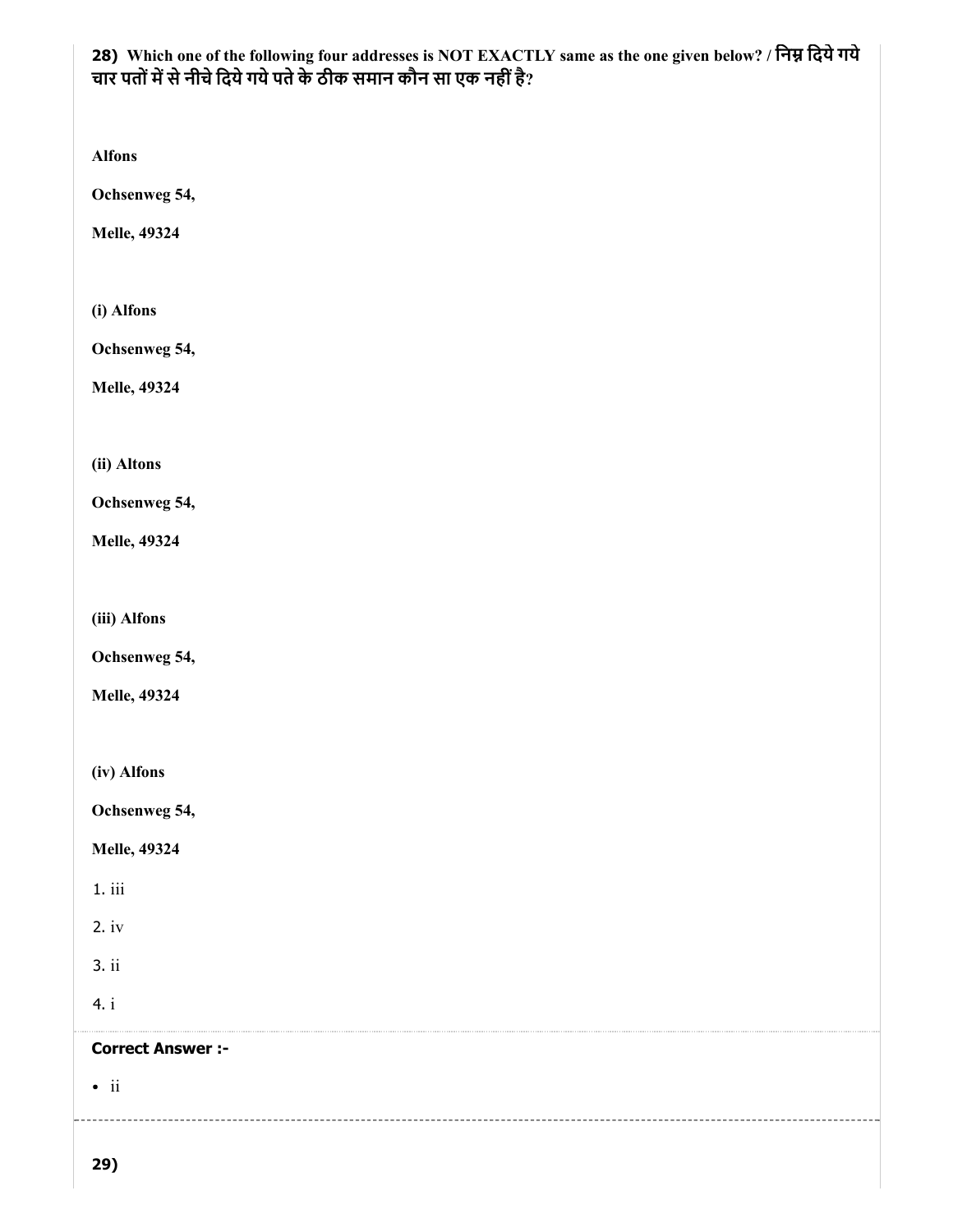**28) Which one of the following four addresses is NOT EXACTLY same as the one given below? / निम्न दिये गये चार पतों में से नीचे दिये गये पते के ठीक समान कौन सा एक नहीं है?**

**Alfons**

**Ochsenweg 54,**

**Melle, 49324**

**(i) Alfons**

**Ochsenweg 54,**

**Melle, 49324**

**(ii) Altons**

**Ochsenweg 54,**

**Melle, 49324**

**(iii) Alfons**

**Ochsenweg 54,**

**Melle, 49324**

**(iv) Alfons**

**Ochsenweg 54,**

**Melle, 49324**

1. iii
2. iv
3. ii
4. i

**Correct Answer :-**

- ii

**29)**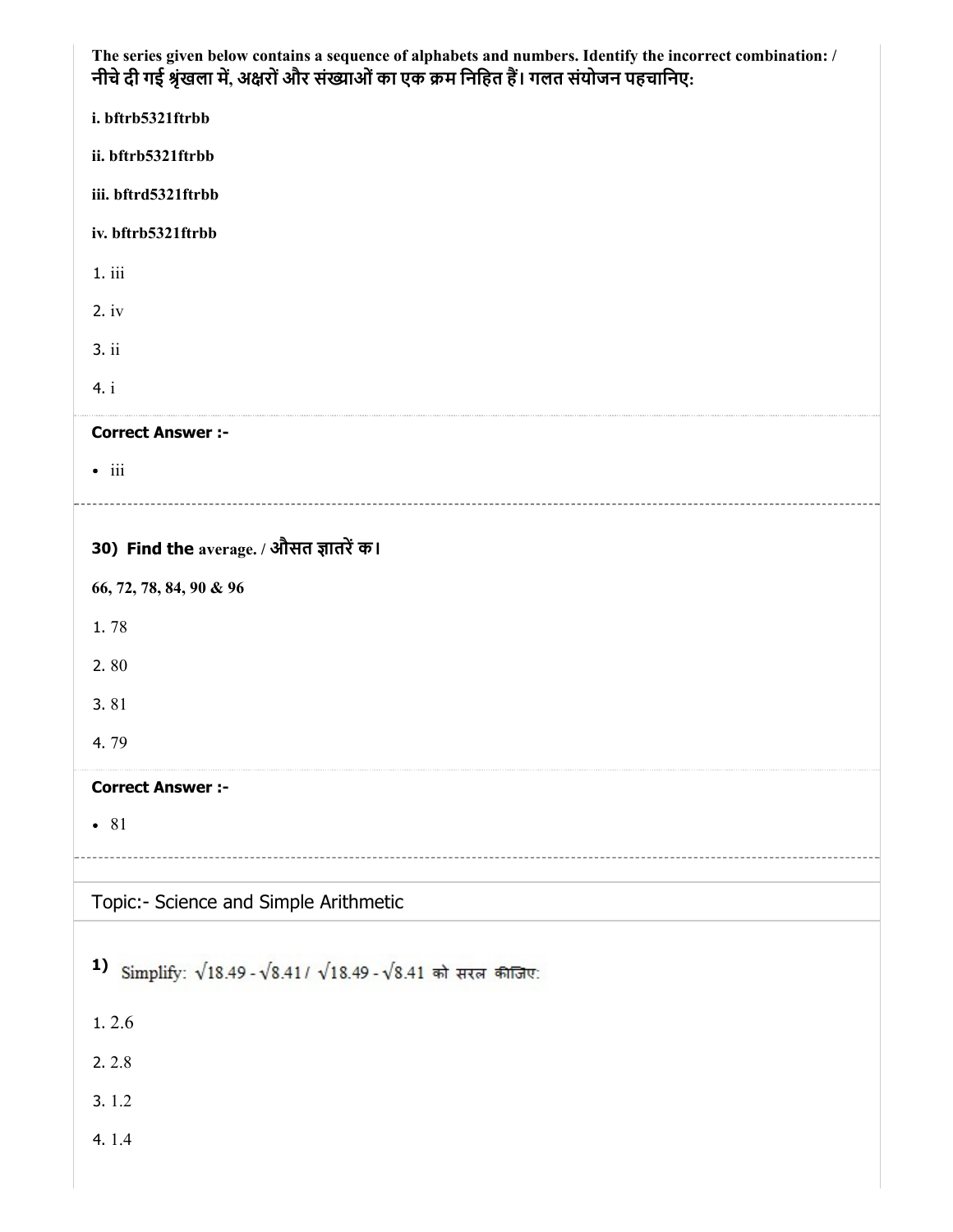**The series given below contains a sequence of alphabets and numbers. Identify the incorrect combination: / नीचे दी गई श्रृंखला में, अक्षरों और संख्याओं का एक क्रम निहित हैं। गलत संयोजन पहचानिए:**

**i. bftrb5321ftrbb**

**ii. bftrb5321ftrbb**

**iii. bftrd5321ftrbb**

**iv. bftrb5321ftrbb**

1. iii
2. iv
3. ii
4. i

**Correct Answer :-**

- iii

---

**30) Find the average. / औसत ज्ञातरें क।**

**66, 72, 78, 84, 90 & 96**

1. 78
2. 80
3. 81
4. 79

**Correct Answer :-**

- 81

---

## Topic:- Science and Simple Arithmetic

**1)** Simplify: $\sqrt{18.49} - \sqrt{8.41}$ / $\sqrt{18.49} - \sqrt{8.41}$ को सरल कीजिए:

1. 2.6
2. 2.8
3. 1.2
4. 1.4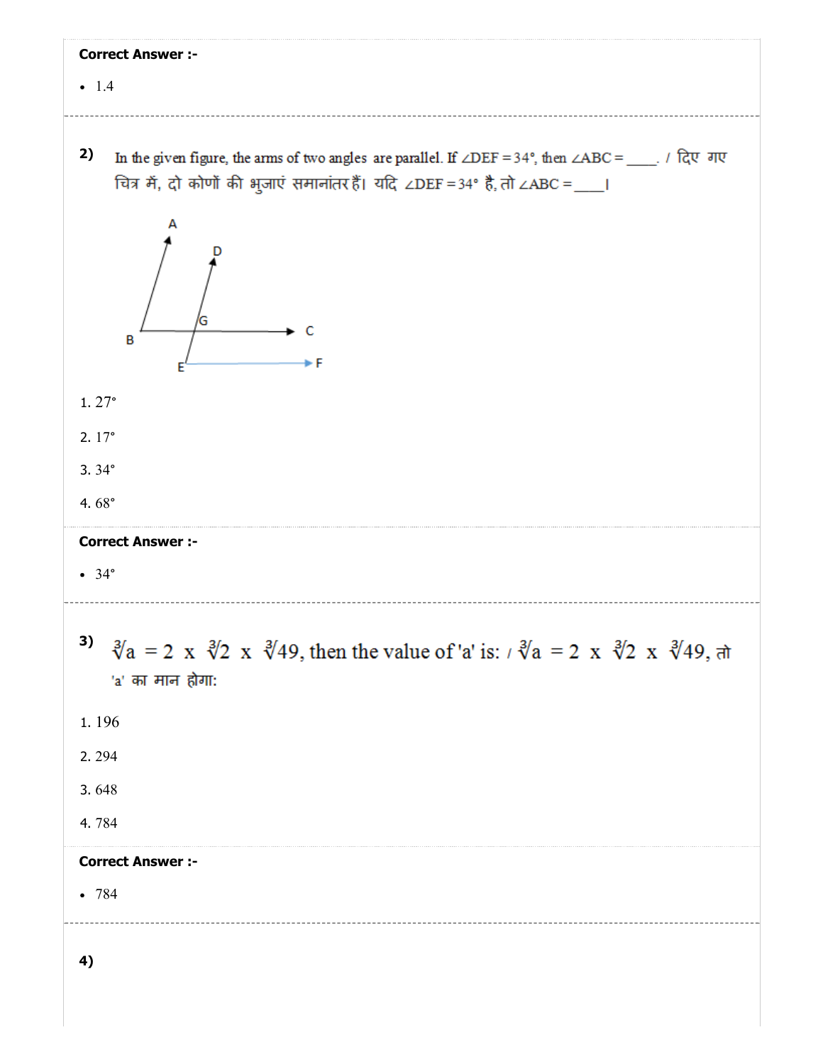**Correct Answer :-**

- 1.4

---

**2)** In the given figure, the arms of two angles are parallel. If $\angle DEF = 34°$, then $\angle ABC =$ ____. / दिए गए चित्र में, दो कोणों की भुजाएं समानांतर हैं। यदि $\angle DEF = 34°$ है, तो $\angle ABC =$ ____।

1. 27°
2. 17°
3. 34°
4. 68°

**Correct Answer :-**

- 34°

---

**3)** $\sqrt[3]{a} = 2 \times \sqrt[3]{2} \times \sqrt[3]{49}$, then the value of 'a' is: / $\sqrt[3]{a} = 2 \times \sqrt[3]{2} \times \sqrt[3]{49}$, तो 'a' का मान होगा:

1. 196
2. 294
3. 648
4. 784

**Correct Answer :-**

- 784

---

**4)**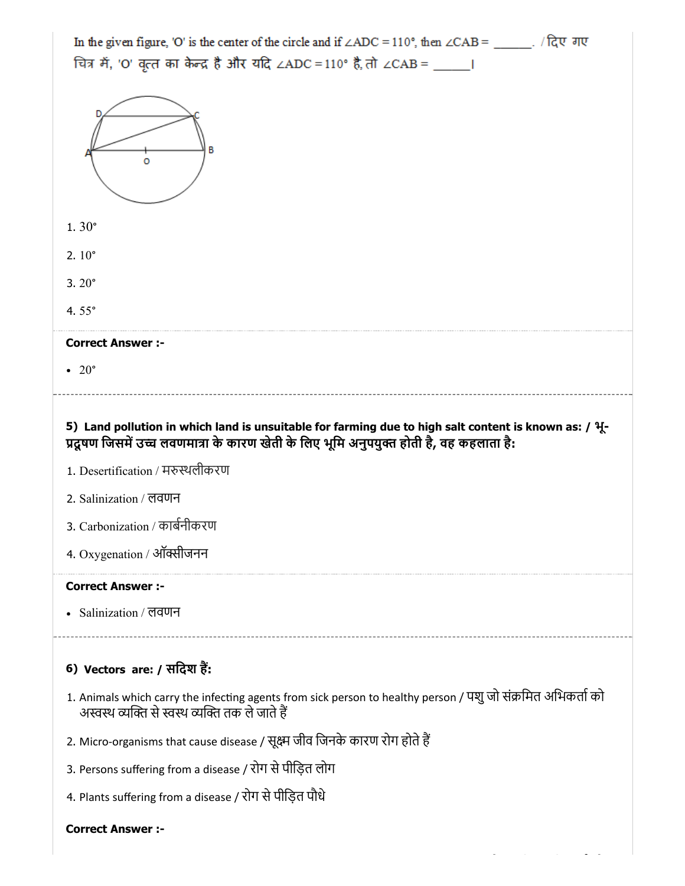In the given figure, 'O' is the center of the circle and if $\angle ADC = 110°$, then $\angle CAB$ = ______. / दिए गए चित्र में, 'O' वृत्त का केन्द्र है और यदि $\angle ADC = 110°$ है, तो $\angle CAB$ = ______।

1. 30°
2. 10°
3. 20°
4. 55°

**Correct Answer :-**

- 20°

**5) Land pollution in which land is unsuitable for farming due to high salt content is known as: / भू-प्रदूषण जिसमें उच्च लवणमात्रा के कारण खेती के लिए भूमि अनुपयुक्त होती है, वह कहलाता है:**

1. Desertification / मरुस्थलीकरण
2. Salinization / लवणन
3. Carbonization / कार्बनीकरण
4. Oxygenation / ऑक्सीजनन

**Correct Answer :-**

- Salinization / लवणन

**6) Vectors are: / सदिश हैं:**

1. Animals which carry the infecting agents from sick person to healthy person / पशु जो संक्रमित अभिकर्ता को अस्वस्थ व्यक्ति से स्वस्थ व्यक्ति तक ले जाते हैं
2. Micro-organisms that cause disease / सूक्ष्म जीव जिनके कारण रोग होते हैं
3. Persons suffering from a disease / रोग से पीड़ित लोग
4. Plants suffering from a disease / रोग से पीड़ित पौधे

**Correct Answer :-**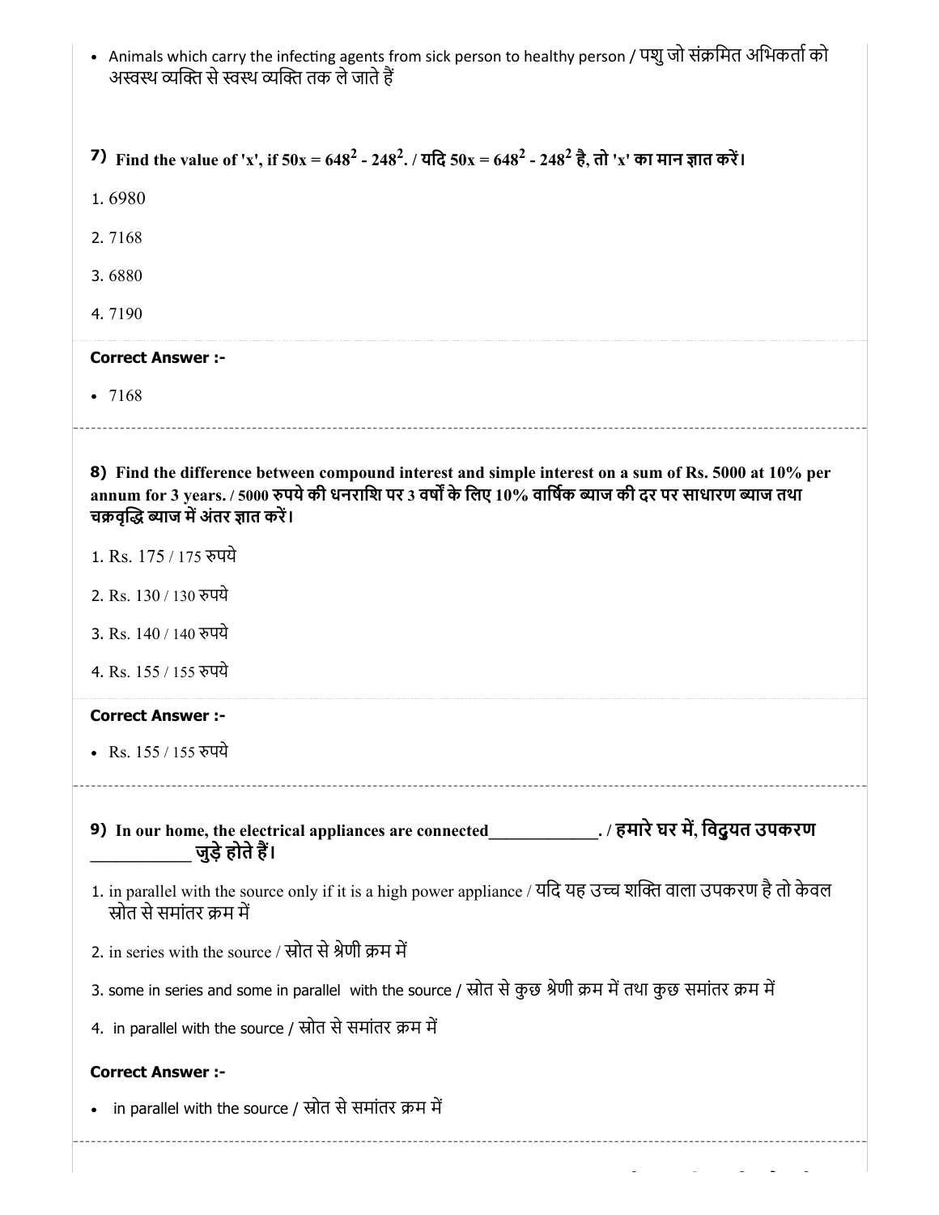- Animals which carry the infecting agents from sick person to healthy person / पशु जो संक्रमित अभिकर्ता को अस्वस्थ व्यक्ति से स्वस्थ व्यक्ति तक ले जाते हैं

**7) Find the value of 'x', if $50x = 648^2 - 248^2$. / यदि $50x = 648^2 - 248^2$ है, तो 'x' का मान ज्ञात करें।**

1. 6980
2. 7168
3. 6880
4. 7190

**Correct Answer :-**

- 7168

**8) Find the difference between compound interest and simple interest on a sum of Rs. 5000 at 10% per annum for 3 years. / 5000 रुपये की धनराशि पर 3 वर्षों के लिए 10% वार्षिक ब्याज की दर पर साधारण ब्याज तथा चक्रवृद्धि ब्याज में अंतर ज्ञात करें।**

1. Rs. 175 / 175 रुपये
2. Rs. 130 / 130 रुपये
3. Rs. 140 / 140 रुपये
4. Rs. 155 / 155 रुपये

**Correct Answer :-**

- Rs. 155 / 155 रुपये

**9) In our home, the electrical appliances are connected\_\_\_\_\_\_\_\_\_\_\_\_\_. / हमारे घर में, विद्युयत उपकरण \_\_\_\_\_\_\_\_\_\_\_\_ जुड़े होते हैं।**

1. in parallel with the source only if it is a high power appliance / यदि यह उच्च शक्ति वाला उपकरण है तो केवल स्रोत से समांतर क्रम में
2. in series with the source / स्रोत से श्रेणी क्रम में
3. some in series and some in parallel with the source / स्रोत से कुछ श्रेणी क्रम में तथा कुछ समांतर क्रम में
4. in parallel with the source / स्रोत से समांतर क्रम में

**Correct Answer :-**

- in parallel with the source / स्रोत से समांतर क्रम में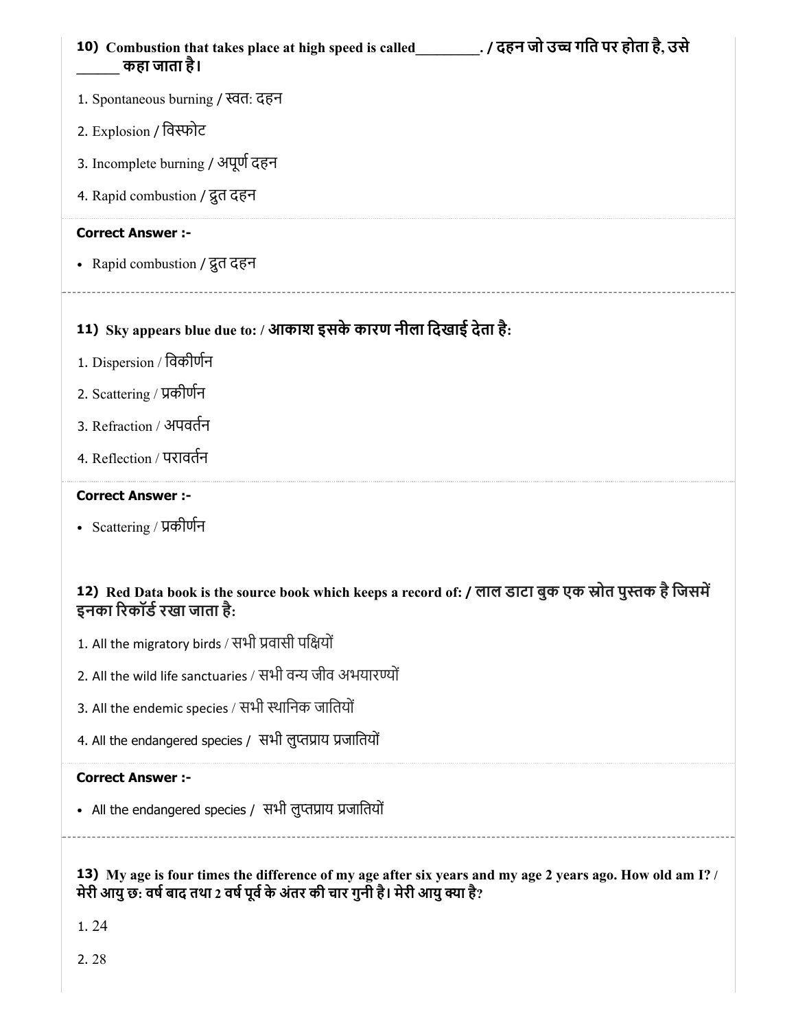**10) Combustion that takes place at high speed is called_________. / दहन जो उच्च गति पर होता है, उसे ______ कहा जाता है।**

1. Spontaneous burning / स्वत: दहन
2. Explosion / विस्फोट
3. Incomplete burning / अपूर्ण दहन
4. Rapid combustion / द्रुत दहन

**Correct Answer :-**

- Rapid combustion / द्रुत दहन

**11) Sky appears blue due to: / आकाश इसके कारण नीला दिखाई देता है:**

1. Dispersion / विकीर्णन
2. Scattering / प्रकीर्णन
3. Refraction / अपवर्तन
4. Reflection / परावर्तन

**Correct Answer :-**

- Scattering / प्रकीर्णन

**12) Red Data book is the source book which keeps a record of: / लाल डाटा बुक एक स्रोत पुस्तक है जिसमें इनका रिकॉर्ड रखा जाता है:**

1. All the migratory birds / सभी प्रवासी पक्षियों
2. All the wild life sanctuaries / सभी वन्य जीव अभयारण्यों
3. All the endemic species / सभी स्थानिक जातियों
4. All the endangered species / सभी लुप्तप्राय प्रजातियों

**Correct Answer :-**

- All the endangered species / सभी लुप्तप्राय प्रजातियों

**13) My age is four times the difference of my age after six years and my age 2 years ago. How old am I? / मेरी आयु छ: वर्ष बाद तथा 2 वर्ष पूर्व के अंतर की चार गुनी है। मेरी आयु क्या है?**

1. 24
2. 28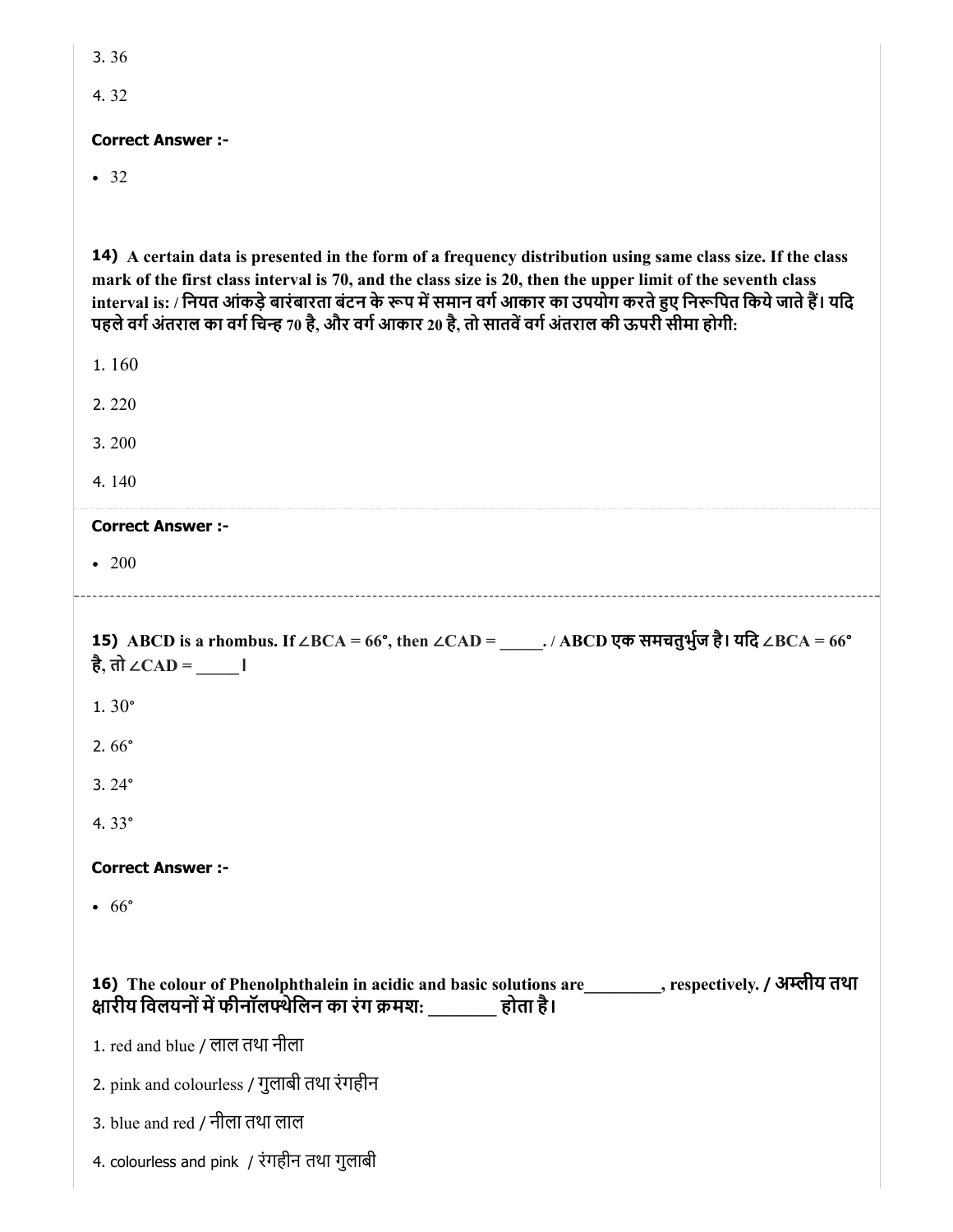3. 36

4. 32

**Correct Answer :-**

- 32

**14)** **A certain data is presented in the form of a frequency distribution using same class size. If the class mark of the first class interval is 70, and the class size is 20, then the upper limit of the seventh class interval is: / नियत आंकड़े बारंबारता बंटन के रूप में समान वर्ग आकार का उपयोग करते हुए निरूपित किये जाते हैं। यदि पहले वर्ग अंतराल का वर्ग चिन्ह 70 है, और वर्ग आकार 20 है, तो सातवें वर्ग अंतराल की ऊपरी सीमा होगी:**

1. 160

2. 220

3. 200

4. 140

**Correct Answer :-**

- 200

**15)** **ABCD is a rhombus. If ∠BCA = 66°, then ∠CAD = _____. / ABCD एक समचतुर्भुज है। यदि ∠BCA = 66° है, तो ∠CAD = _____ ।**

1. 30°

2. 66°

3. 24°

4. 33°

**Correct Answer :-**

- 66°

**16)** **The colour of Phenolphthalein in acidic and basic solutions are_________, respectively. / अम्लीय तथा क्षारीय विलयनों में फीनॉलफ्थेलिन का रंग क्रमशः ________ होता है।**

1. red and blue / लाल तथा नीला

2. pink and colourless / गुलाबी तथा रंगहीन

3. blue and red / नीला तथा लाल

4. colourless and pink / रंगहीन तथा गुलाबी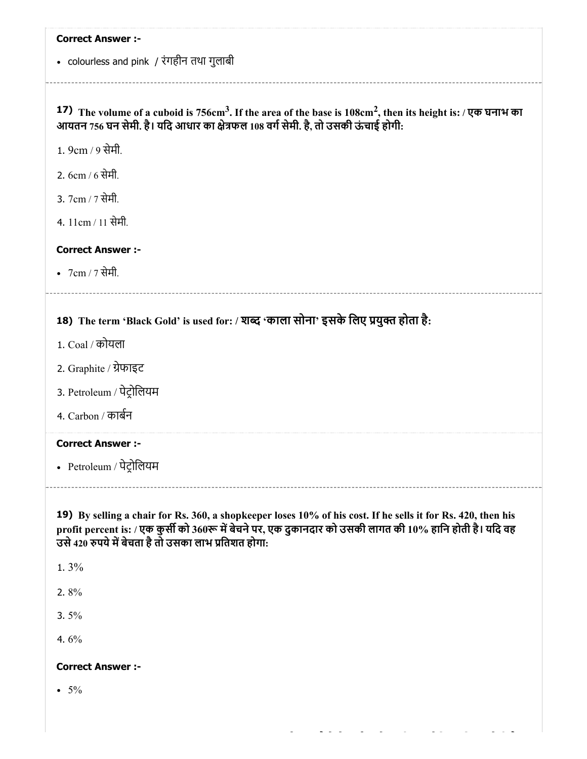**Correct Answer :-**

- colourless and pink / रंगहीन तथा गुलाबी

**17) The volume of a cuboid is 756cm$^3$. If the area of the base is 108cm$^2$, then its height is: / एक घनाभ का आयतन 756 घन सेमी. है। यदि आधार का क्षेत्रफल 108 वर्ग सेमी. है, तो उसकी ऊंचाई होगी:**

1. 9cm / 9 सेमी.
2. 6cm / 6 सेमी.
3. 7cm / 7 सेमी.
4. 11cm / 11 सेमी.

**Correct Answer :-**

- 7cm / 7 सेमी.

**18) The term 'Black Gold' is used for: / शब्द 'काला सोना' इसके लिए प्रयुक्त होता है:**

1. Coal / कोयला
2. Graphite / ग्रेफाइट
3. Petroleum / पेट्रोलियम
4. Carbon / कार्बन

**Correct Answer :-**

- Petroleum / पेट्रोलियम

**19) By selling a chair for Rs. 360, a shopkeeper loses 10% of his cost. If he sells it for Rs. 420, then his profit percent is: / एक कुर्सी को 360रू में बेचने पर, एक दुकानदार को उसकी लागत की 10% हानि होती है। यदि वह उसे 420 रुपये में बेचता है तो उसका लाभ प्रतिशत होगा:**

1. 3%
2. 8%
3. 5%
4. 6%

**Correct Answer :-**

- 5%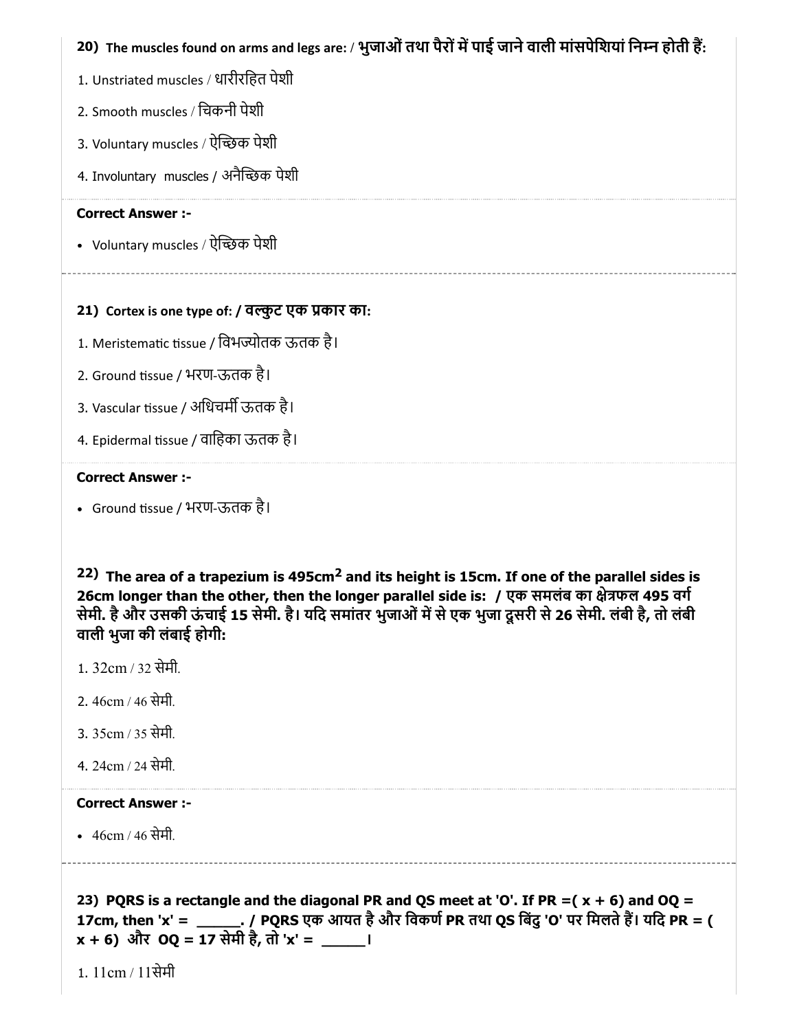**20) The muscles found on arms and legs are: / भुजाओं तथा पैरों में पाई जाने वाली मांसपेशियां निम्न होती हैं:**

1. Unstriated muscles / धारीरहित पेशी
2. Smooth muscles / चिकनी पेशी
3. Voluntary muscles / ऐच्छिक पेशी
4. Involuntary muscles / अनैच्छिक पेशी

**Correct Answer :-**

- Voluntary muscles / ऐच्छिक पेशी

---

**21) Cortex is one type of: / वल्कुट एक प्रकार का:**

1. Meristematic tissue / विभज्योतक ऊतक है।
2. Ground tissue / भरण-ऊतक है।
3. Vascular tissue / अधिचर्मी ऊतक है।
4. Epidermal tissue / वाहिका ऊतक है।

**Correct Answer :-**

- Ground tissue / भरण-ऊतक है।

**22) The area of a trapezium is $495cm^2$ and its height is 15cm. If one of the parallel sides is 26cm longer than the other, then the longer parallel side is: / एक समलंब का क्षेत्रफल 495 वर्ग सेमी. है और उसकी ऊंचाई 15 सेमी. है। यदि समांतर भुजाओं में से एक भुजा दूसरी से 26 सेमी. लंबी है, तो लंबी वाली भुजा की लंबाई होगी:**

1. 32cm / 32 सेमी.
2. 46cm / 46 सेमी.
3. 35cm / 35 सेमी.
4. 24cm / 24 सेमी.

**Correct Answer :-**

- 46cm / 46 सेमी.

---

**23) PQRS is a rectangle and the diagonal PR and QS meet at 'O'. If PR =( x + 6) and OQ = 17cm, then 'x' = ______. / PQRS एक आयत है और विकर्ण PR तथा QS बिंदु 'O' पर मिलते हैं। यदि PR = ( x + 6) और OQ = 17 सेमी है, तो 'x' = ______।**

1. 11cm / 11सेमी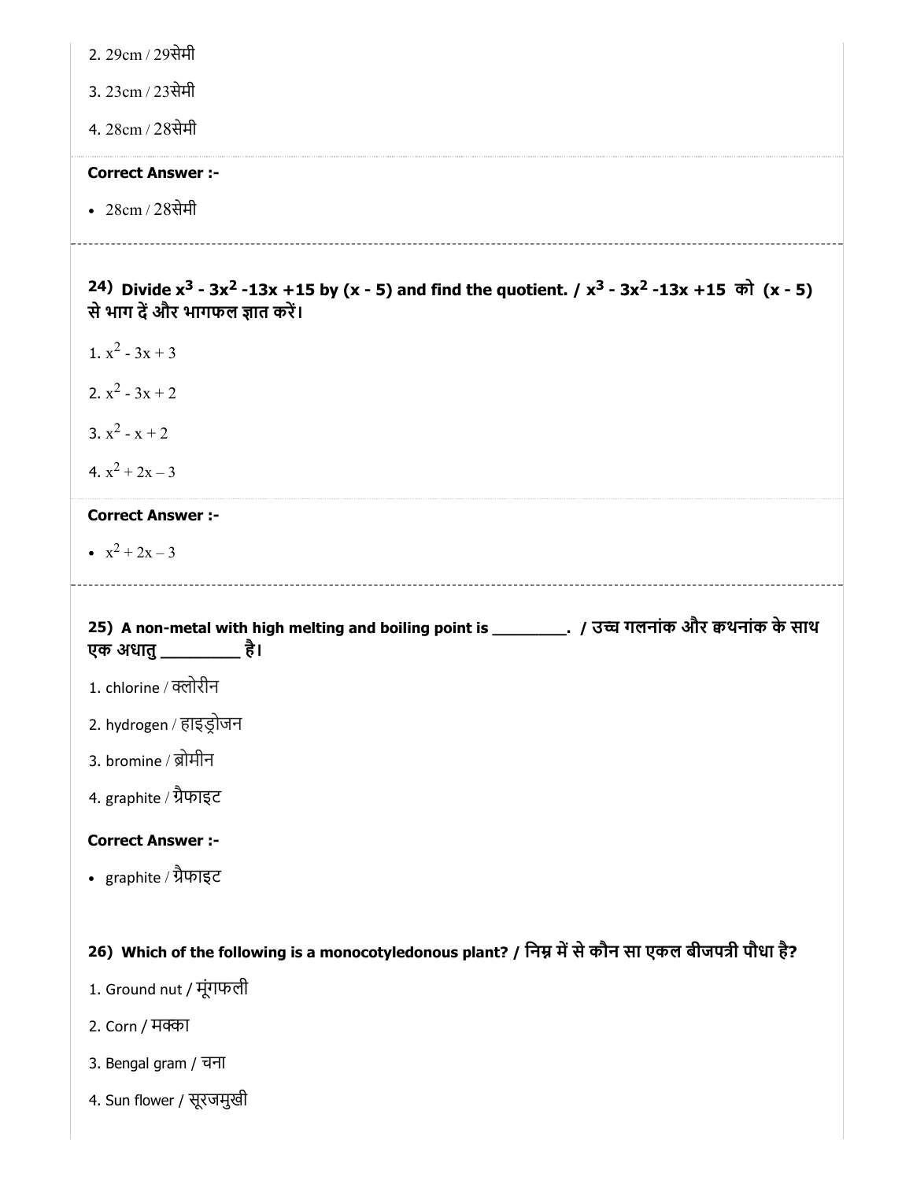2. 29cm / 29सेमी

3. 23cm / 23सेमी

4. 28cm / 28सेमी

**Correct Answer :-**

- 28cm / 28सेमी

---

**24) Divide $x^3$ - $3x^2$ -13x +15 by (x - 5) and find the quotient. / $x^3$ - $3x^2$ -13x +15 को (x - 5) से भाग दें और भागफल ज्ञात करें।**

1. $x^2 - 3x + 3$

2. $x^2 - 3x + 2$

3. $x^2 - x + 2$

4. $x^2 + 2x - 3$

**Correct Answer :-**

- $x^2 + 2x - 3$

---

**25) A non-metal with high melting and boiling point is _________. / उच्च गलनांक और क्वथनांक के साथ एक अधातु _________ है।**

1. chlorine / क्लोरीन

2. hydrogen / हाइड्रोजन

3. bromine / ब्रोमीन

4. graphite / ग्रैफाइट

**Correct Answer :-**

- graphite / ग्रैफाइट

**26) Which of the following is a monocotyledonous plant? / निम्न में से कौन सा एकल बीजपत्री पौधा है?**

1. Ground nut / मूंगफली

2. Corn / मक्का

3. Bengal gram / चना

4. Sun flower / सूरजमुखी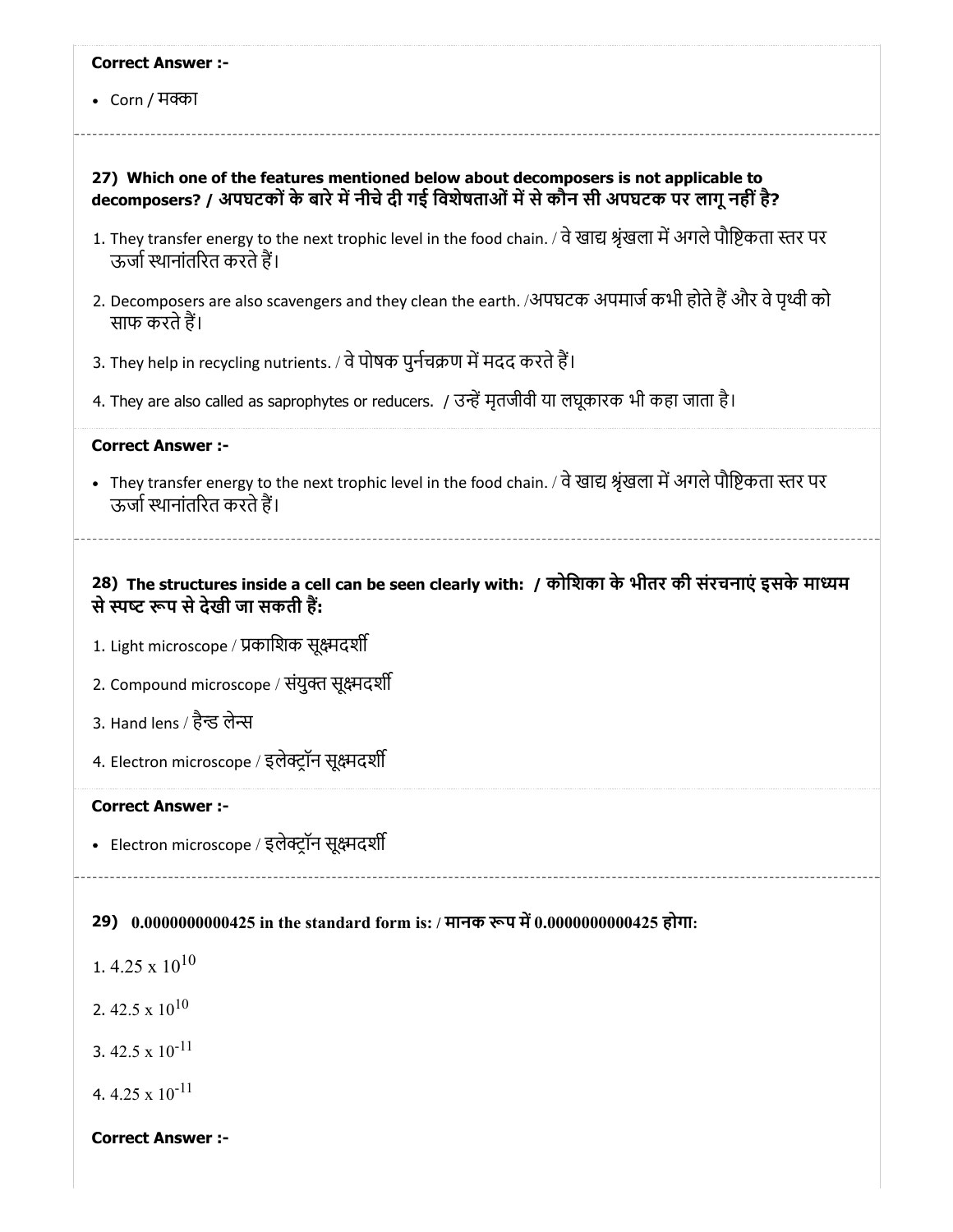**Correct Answer :-**

- Corn / मक्का

**27) Which one of the features mentioned below about decomposers is not applicable to decomposers? / अपघटकों के बारे में नीचे दी गई विशेषताओं में से कौन सी अपघटक पर लागू नहीं है?**

1. They transfer energy to the next trophic level in the food chain. / वे खाद्य श्रृंखला में अगले पौष्टिकता स्तर पर ऊर्जा स्थानांतरित करते हैं।
2. Decomposers are also scavengers and they clean the earth. /अपघटक अपमार्ज कभी होते हैं और वे पृथ्वी को साफ करते हैं।
3. They help in recycling nutrients. / वे पोषक पुर्नचक्रण में मदद करते हैं।
4. They are also called as saprophytes or reducers. / उन्हें मृतजीवी या लघूकारक भी कहा जाता है।

**Correct Answer :-**

- They transfer energy to the next trophic level in the food chain. / वे खाद्य श्रृंखला में अगले पौष्टिकता स्तर पर ऊर्जा स्थानांतरित करते हैं।

**28) The structures inside a cell can be seen clearly with: / कोशिका के भीतर की संरचनाएं इसके माध्यम से स्पष्ट रूप से देखी जा सकती हैं:**

1. Light microscope / प्रकाशिक सूक्ष्मदर्शी
2. Compound microscope / संयुक्त सूक्ष्मदर्शी
3. Hand lens / हैन्ड लेन्स
4. Electron microscope / इलेक्ट्रॉन सूक्ष्मदर्शी

**Correct Answer :-**

- Electron microscope / इलेक्ट्रॉन सूक्ष्मदर्शी

**29) 0.0000000000425 in the standard form is: / मानक रूप में 0.0000000000425 होगा:**

1. $4.25 \times 10^{10}$
2. $42.5 \times 10^{10}$
3. $42.5 \times 10^{-11}$
4. $4.25 \times 10^{-11}$

**Correct Answer :-**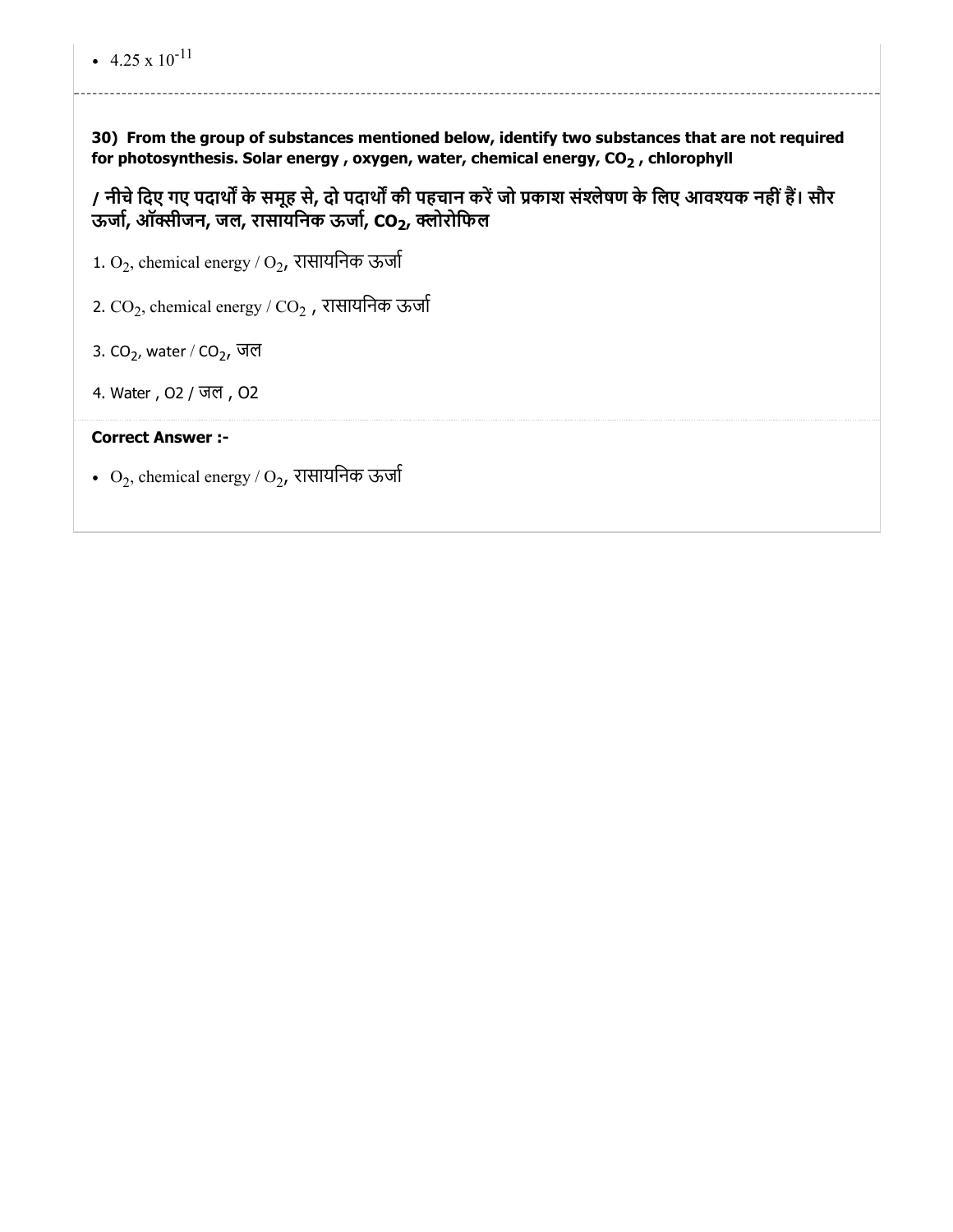- $4.25 \times 10^{-11}$

---

**30) From the group of substances mentioned below, identify two substances that are not required for photosynthesis. Solar energy , oxygen, water, chemical energy, $CO_2$ , chlorophyll**

**/ नीचे दिए गए पदार्थों के समूह से, दो पदार्थों की पहचान करें जो प्रकाश संश्लेषण के लिए आवश्यक नहीं हैं। सौर ऊर्जा, ऑक्सीजन, जल, रासायनिक ऊर्जा, $CO_2$, क्लोरोफिल**

1. $O_2$, chemical energy / $O_2$, रासायनिक ऊर्जा

2. $CO_2$, chemical energy / $CO_2$ , रासायनिक ऊर्जा

3. $CO_2$, water / $CO_2$, जल

4. Water , O2 / जल , O2

**Correct Answer :-**

- $O_2$, chemical energy / $O_2$, रासायनिक ऊर्जा